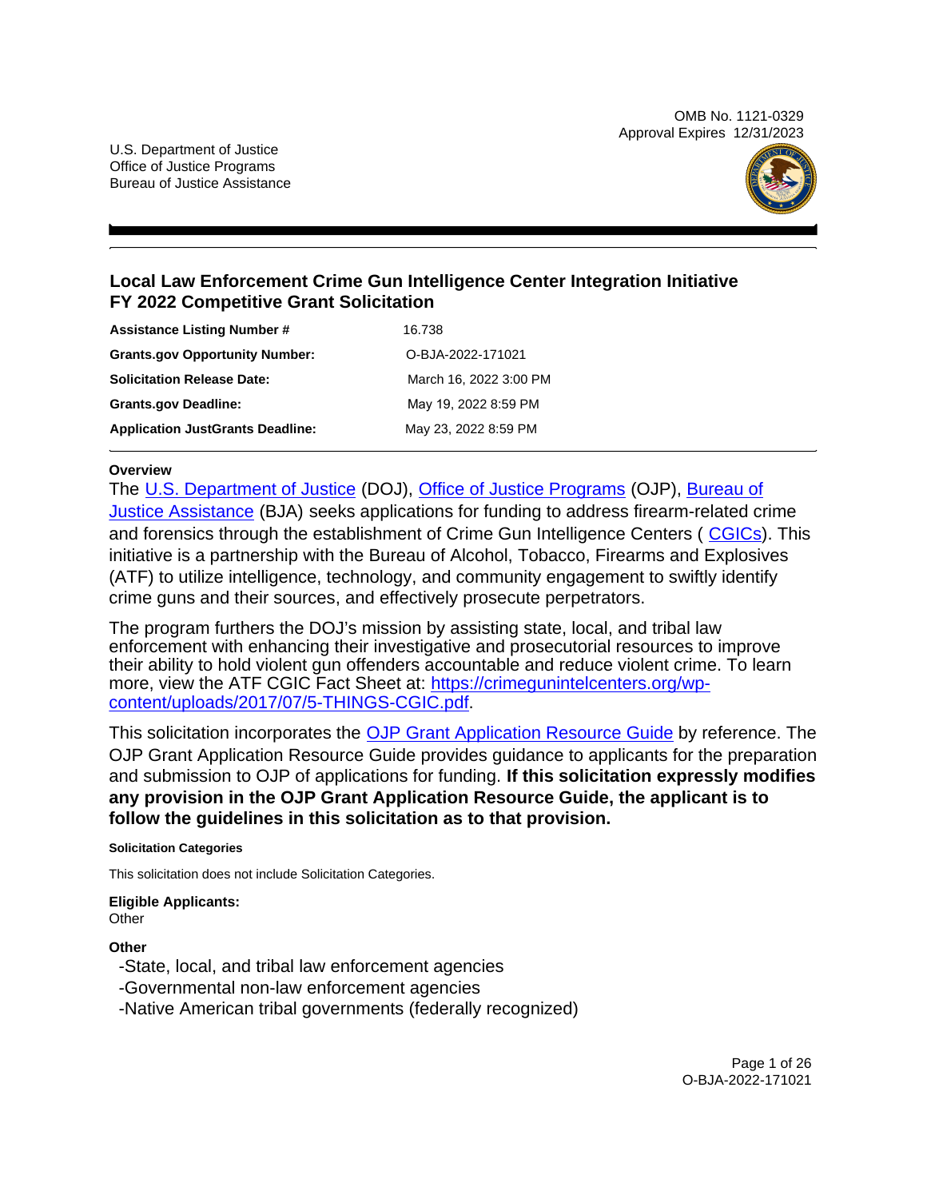OMB No. 1121-0329
Approval Expires 12/31/2023

U.S. Department of Justice
Office of Justice Programs
Bureau of Justice Assistance

# Local Law Enforcement Crime Gun Intelligence Center Integration Initiative FY 2022 Competitive Grant Solicitation

| | |
|---|---|
| **Assistance Listing Number #** | 16.738 |
| **Grants.gov Opportunity Number:** | O-BJA-2022-171021 |
| **Solicitation Release Date:** | March 16, 2022 3:00 PM |
| **Grants.gov Deadline:** | May 19, 2022 8:59 PM |
| **Application JustGrants Deadline:** | May 23, 2022 8:59 PM |

### Overview

The U.S. Department of Justice (DOJ), Office of Justice Programs (OJP), Bureau of Justice Assistance (BJA) seeks applications for funding to address firearm-related crime and forensics through the establishment of Crime Gun Intelligence Centers ( CGICs). This initiative is a partnership with the Bureau of Alcohol, Tobacco, Firearms and Explosives (ATF) to utilize intelligence, technology, and community engagement to swiftly identify crime guns and their sources, and effectively prosecute perpetrators.

The program furthers the DOJ's mission by assisting state, local, and tribal law enforcement with enhancing their investigative and prosecutorial resources to improve their ability to hold violent gun offenders accountable and reduce violent crime. To learn more, view the ATF CGIC Fact Sheet at: https://crimegunintelcenters.org/wp-content/uploads/2017/07/5-THINGS-CGIC.pdf.

This solicitation incorporates the OJP Grant Application Resource Guide by reference. The OJP Grant Application Resource Guide provides guidance to applicants for the preparation and submission to OJP of applications for funding. **If this solicitation expressly modifies any provision in the OJP Grant Application Resource Guide, the applicant is to follow the guidelines in this solicitation as to that provision.**

#### Solicitation Categories

This solicitation does not include Solicitation Categories.

**Eligible Applicants:**
Other

**Other**

-State, local, and tribal law enforcement agencies
-Governmental non-law enforcement agencies
-Native American tribal governments (federally recognized)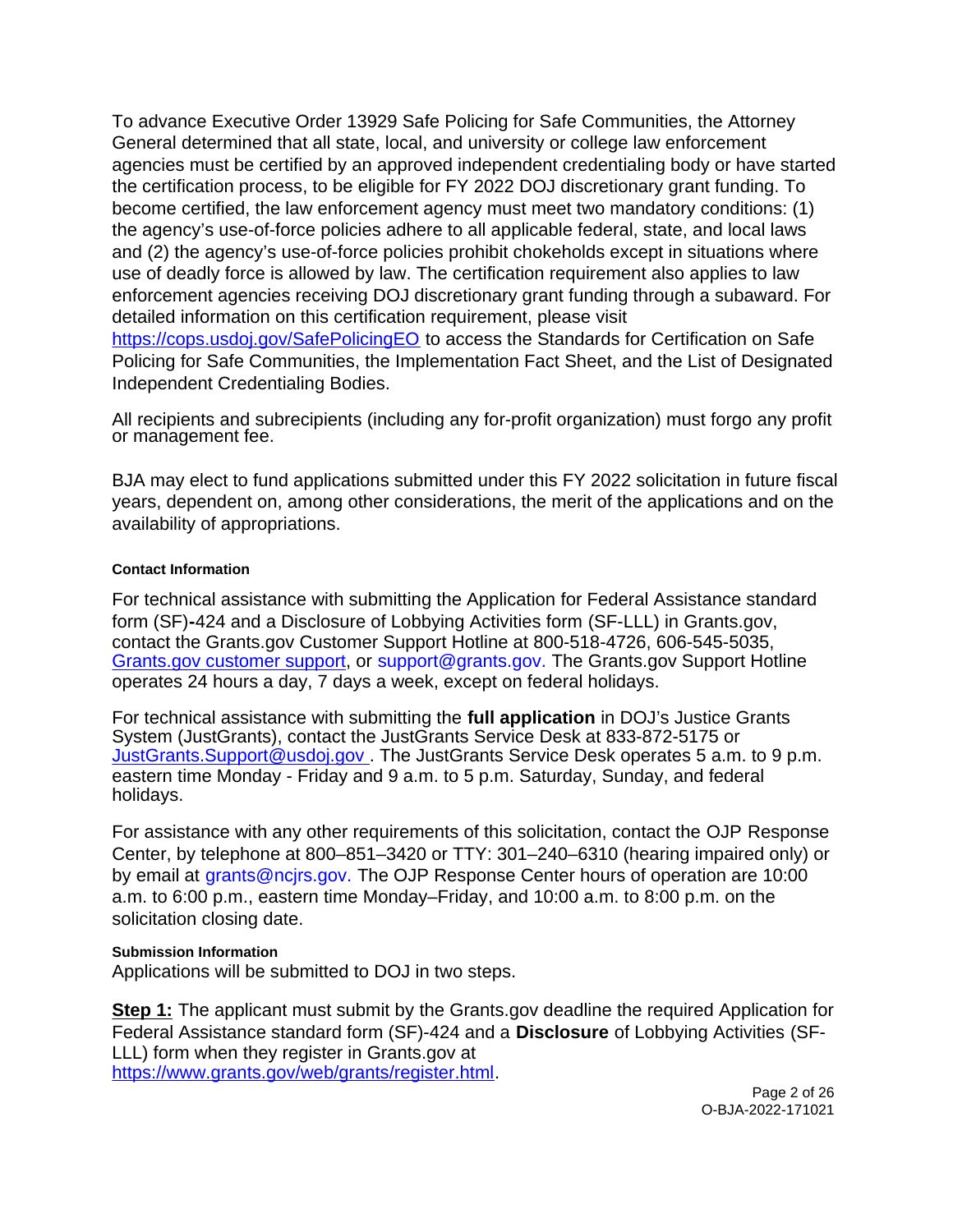To advance Executive Order 13929 Safe Policing for Safe Communities, the Attorney General determined that all state, local, and university or college law enforcement agencies must be certified by an approved independent credentialing body or have started the certification process, to be eligible for FY 2022 DOJ discretionary grant funding. To become certified, the law enforcement agency must meet two mandatory conditions: (1) the agency's use-of-force policies adhere to all applicable federal, state, and local laws and (2) the agency's use-of-force policies prohibit chokeholds except in situations where use of deadly force is allowed by law. The certification requirement also applies to law enforcement agencies receiving DOJ discretionary grant funding through a subaward. For detailed information on this certification requirement, please visit https://cops.usdoj.gov/SafePolicingEO to access the Standards for Certification on Safe Policing for Safe Communities, the Implementation Fact Sheet, and the List of Designated Independent Credentialing Bodies.

All recipients and subrecipients (including any for-profit organization) must forgo any profit or management fee.

BJA may elect to fund applications submitted under this FY 2022 solicitation in future fiscal years, dependent on, among other considerations, the merit of the applications and on the availability of appropriations.

#### Contact Information

For technical assistance with submitting the Application for Federal Assistance standard form (SF)-424 and a Disclosure of Lobbying Activities form (SF-LLL) in Grants.gov, contact the Grants.gov Customer Support Hotline at 800-518-4726, 606-545-5035, Grants.gov customer support, or support@grants.gov. The Grants.gov Support Hotline operates 24 hours a day, 7 days a week, except on federal holidays.

For technical assistance with submitting the **full application** in DOJ's Justice Grants System (JustGrants), contact the JustGrants Service Desk at 833-872-5175 or JustGrants.Support@usdoj.gov . The JustGrants Service Desk operates 5 a.m. to 9 p.m. eastern time Monday - Friday and 9 a.m. to 5 p.m. Saturday, Sunday, and federal holidays.

For assistance with any other requirements of this solicitation, contact the OJP Response Center, by telephone at 800–851–3420 or TTY: 301–240–6310 (hearing impaired only) or by email at grants@ncjrs.gov. The OJP Response Center hours of operation are 10:00 a.m. to 6:00 p.m., eastern time Monday–Friday, and 10:00 a.m. to 8:00 p.m. on the solicitation closing date.

#### Submission Information

Applications will be submitted to DOJ in two steps.

**Step 1:** The applicant must submit by the Grants.gov deadline the required Application for Federal Assistance standard form (SF)-424 and a **Disclosure** of Lobbying Activities (SF-LLL) form when they register in Grants.gov at https://www.grants.gov/web/grants/register.html.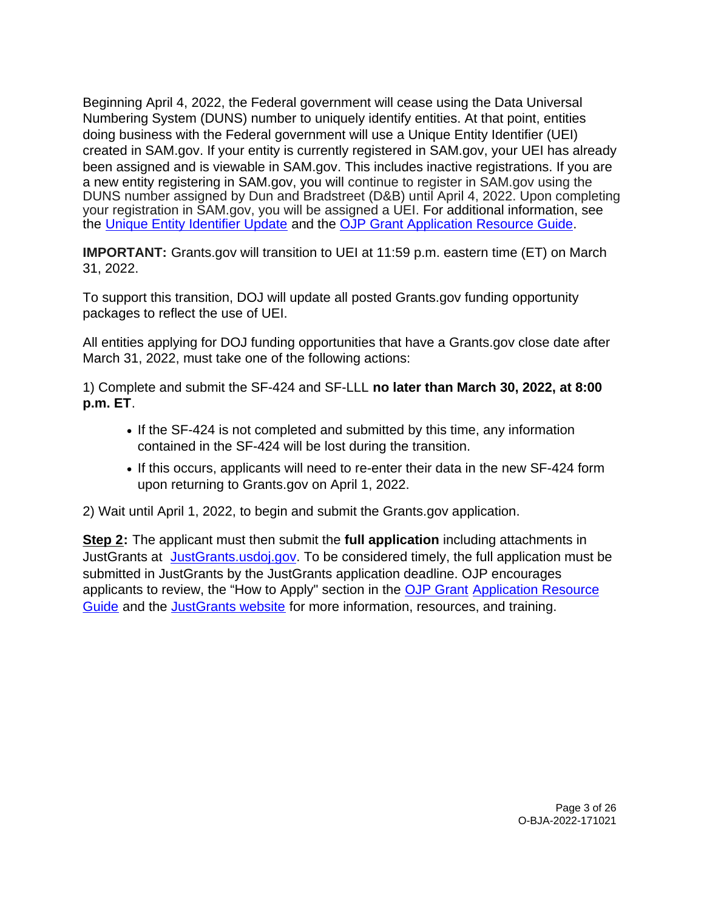Beginning April 4, 2022, the Federal government will cease using the Data Universal Numbering System (DUNS) number to uniquely identify entities. At that point, entities doing business with the Federal government will use a Unique Entity Identifier (UEI) created in SAM.gov. If your entity is currently registered in SAM.gov, your UEI has already been assigned and is viewable in SAM.gov. This includes inactive registrations. If you are a new entity registering in SAM.gov, you will continue to register in SAM.gov using the DUNS number assigned by Dun and Bradstreet (D&B) until April 4, 2022. Upon completing your registration in SAM.gov, you will be assigned a UEI. For additional information, see the Unique Entity Identifier Update and the OJP Grant Application Resource Guide.

**IMPORTANT:** Grants.gov will transition to UEI at 11:59 p.m. eastern time (ET) on March 31, 2022.

To support this transition, DOJ will update all posted Grants.gov funding opportunity packages to reflect the use of UEI.

All entities applying for DOJ funding opportunities that have a Grants.gov close date after March 31, 2022, must take one of the following actions:

1) Complete and submit the SF-424 and SF-LLL **no later than March 30, 2022, at 8:00 p.m. ET**.

- If the SF-424 is not completed and submitted by this time, any information contained in the SF-424 will be lost during the transition.
- If this occurs, applicants will need to re-enter their data in the new SF-424 form upon returning to Grants.gov on April 1, 2022.

2) Wait until April 1, 2022, to begin and submit the Grants.gov application.

**Step 2:** The applicant must then submit the **full application** including attachments in JustGrants at JustGrants.usdoj.gov. To be considered timely, the full application must be submitted in JustGrants by the JustGrants application deadline. OJP encourages applicants to review, the "How to Apply" section in the OJP Grant Application Resource Guide and the JustGrants website for more information, resources, and training.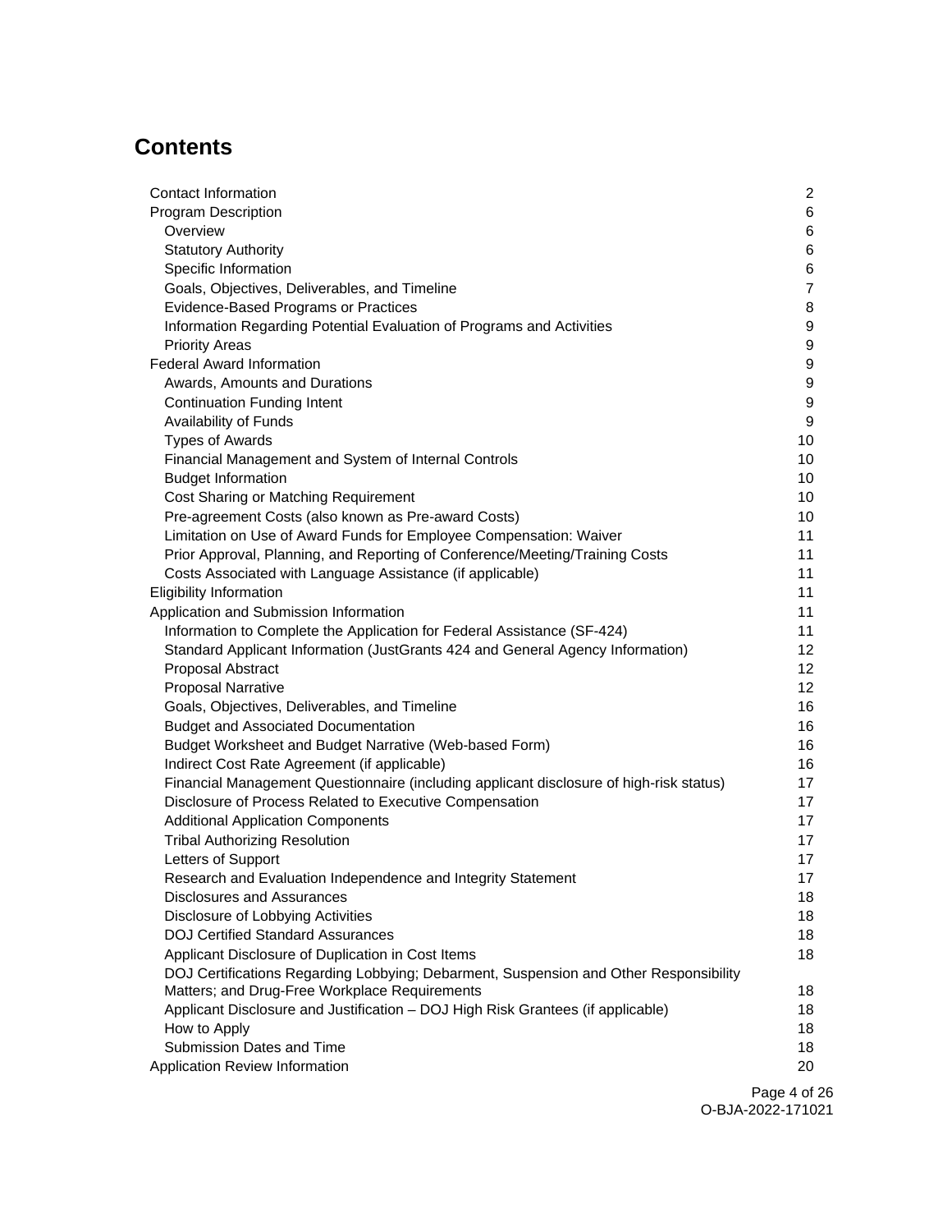## Contents

| | |
|---|---|
| Contact Information | 2 |
| Program Description | 6 |
| Overview | 6 |
| Statutory Authority | 6 |
| Specific Information | 6 |
| Goals, Objectives, Deliverables, and Timeline | 7 |
| Evidence-Based Programs or Practices | 8 |
| Information Regarding Potential Evaluation of Programs and Activities | 9 |
| Priority Areas | 9 |
| Federal Award Information | 9 |
| Awards, Amounts and Durations | 9 |
| Continuation Funding Intent | 9 |
| Availability of Funds | 9 |
| Types of Awards | 10 |
| Financial Management and System of Internal Controls | 10 |
| Budget Information | 10 |
| Cost Sharing or Matching Requirement | 10 |
| Pre-agreement Costs (also known as Pre-award Costs) | 10 |
| Limitation on Use of Award Funds for Employee Compensation: Waiver | 11 |
| Prior Approval, Planning, and Reporting of Conference/Meeting/Training Costs | 11 |
| Costs Associated with Language Assistance (if applicable) | 11 |
| Eligibility Information | 11 |
| Application and Submission Information | 11 |
| Information to Complete the Application for Federal Assistance (SF-424) | 11 |
| Standard Applicant Information (JustGrants 424 and General Agency Information) | 12 |
| Proposal Abstract | 12 |
| Proposal Narrative | 12 |
| Goals, Objectives, Deliverables, and Timeline | 16 |
| Budget and Associated Documentation | 16 |
| Budget Worksheet and Budget Narrative (Web-based Form) | 16 |
| Indirect Cost Rate Agreement (if applicable) | 16 |
| Financial Management Questionnaire (including applicant disclosure of high-risk status) | 17 |
| Disclosure of Process Related to Executive Compensation | 17 |
| Additional Application Components | 17 |
| Tribal Authorizing Resolution | 17 |
| Letters of Support | 17 |
| Research and Evaluation Independence and Integrity Statement | 17 |
| Disclosures and Assurances | 18 |
| Disclosure of Lobbying Activities | 18 |
| DOJ Certified Standard Assurances | 18 |
| Applicant Disclosure of Duplication in Cost Items | 18 |
| DOJ Certifications Regarding Lobbying; Debarment, Suspension and Other Responsibility Matters; and Drug-Free Workplace Requirements | 18 |
| Applicant Disclosure and Justification – DOJ High Risk Grantees (if applicable) | 18 |
| How to Apply | 18 |
| Submission Dates and Time | 18 |
| Application Review Information | 20 |

O-BJA-2022-171021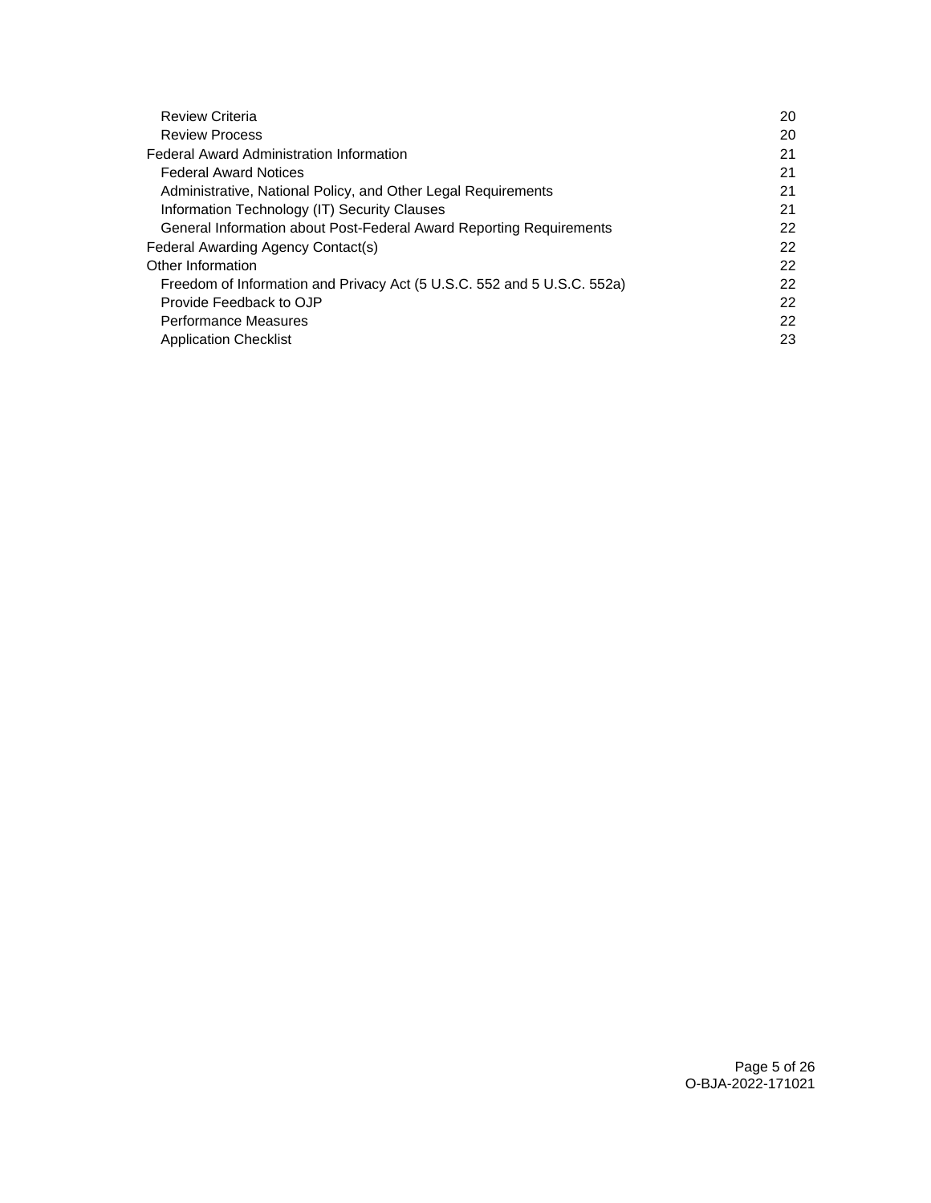- Review Criteria 20
- Review Process 20

Federal Award Administration Information 21

- Federal Award Notices 21
- Administrative, National Policy, and Other Legal Requirements 21
- Information Technology (IT) Security Clauses 21
- General Information about Post-Federal Award Reporting Requirements 22

Federal Awarding Agency Contact(s) 22

Other Information 22

- Freedom of Information and Privacy Act (5 U.S.C. 552 and 5 U.S.C. 552a) 22
- Provide Feedback to OJP 22
- Performance Measures 22
- Application Checklist 23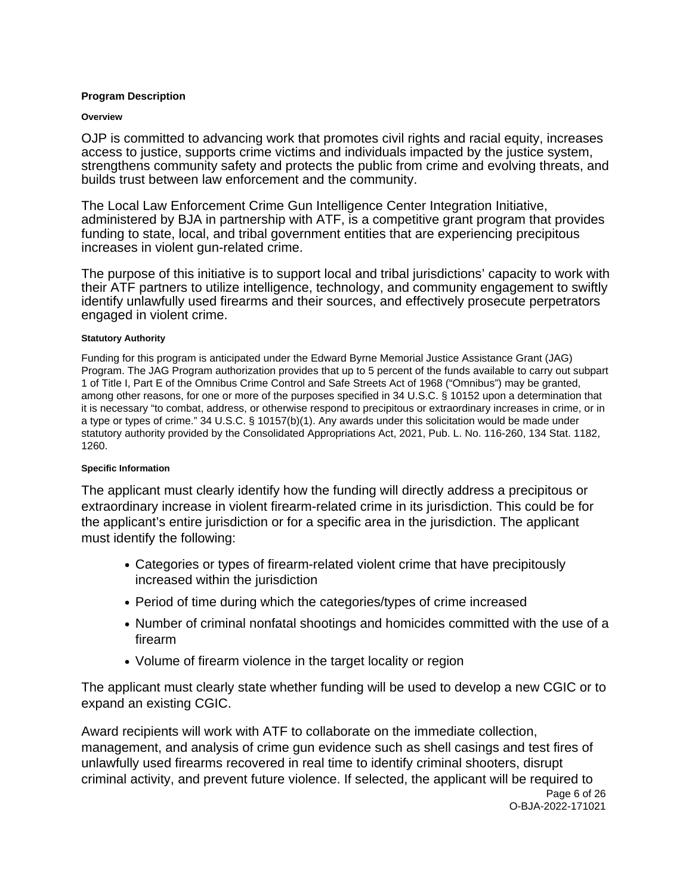## Program Description

### Overview

OJP is committed to advancing work that promotes civil rights and racial equity, increases access to justice, supports crime victims and individuals impacted by the justice system, strengthens community safety and protects the public from crime and evolving threats, and builds trust between law enforcement and the community.

The Local Law Enforcement Crime Gun Intelligence Center Integration Initiative, administered by BJA in partnership with ATF, is a competitive grant program that provides funding to state, local, and tribal government entities that are experiencing precipitous increases in violent gun-related crime.

The purpose of this initiative is to support local and tribal jurisdictions' capacity to work with their ATF partners to utilize intelligence, technology, and community engagement to swiftly identify unlawfully used firearms and their sources, and effectively prosecute perpetrators engaged in violent crime.

#### Statutory Authority

Funding for this program is anticipated under the Edward Byrne Memorial Justice Assistance Grant (JAG) Program. The JAG Program authorization provides that up to 5 percent of the funds available to carry out subpart 1 of Title I, Part E of the Omnibus Crime Control and Safe Streets Act of 1968 ("Omnibus") may be granted, among other reasons, for one or more of the purposes specified in 34 U.S.C. § 10152 upon a determination that it is necessary "to combat, address, or otherwise respond to precipitous or extraordinary increases in crime, or in a type or types of crime." 34 U.S.C. § 10157(b)(1). Any awards under this solicitation would be made under statutory authority provided by the Consolidated Appropriations Act, 2021, Pub. L. No. 116-260, 134 Stat. 1182, 1260.

#### Specific Information

The applicant must clearly identify how the funding will directly address a precipitous or extraordinary increase in violent firearm-related crime in its jurisdiction. This could be for the applicant's entire jurisdiction or for a specific area in the jurisdiction. The applicant must identify the following:

- Categories or types of firearm-related violent crime that have precipitously increased within the jurisdiction
- Period of time during which the categories/types of crime increased
- Number of criminal nonfatal shootings and homicides committed with the use of a firearm
- Volume of firearm violence in the target locality or region

The applicant must clearly state whether funding will be used to develop a new CGIC or to expand an existing CGIC.

Award recipients will work with ATF to collaborate on the immediate collection, management, and analysis of crime gun evidence such as shell casings and test fires of unlawfully used firearms recovered in real time to identify criminal shooters, disrupt criminal activity, and prevent future violence. If selected, the applicant will be required to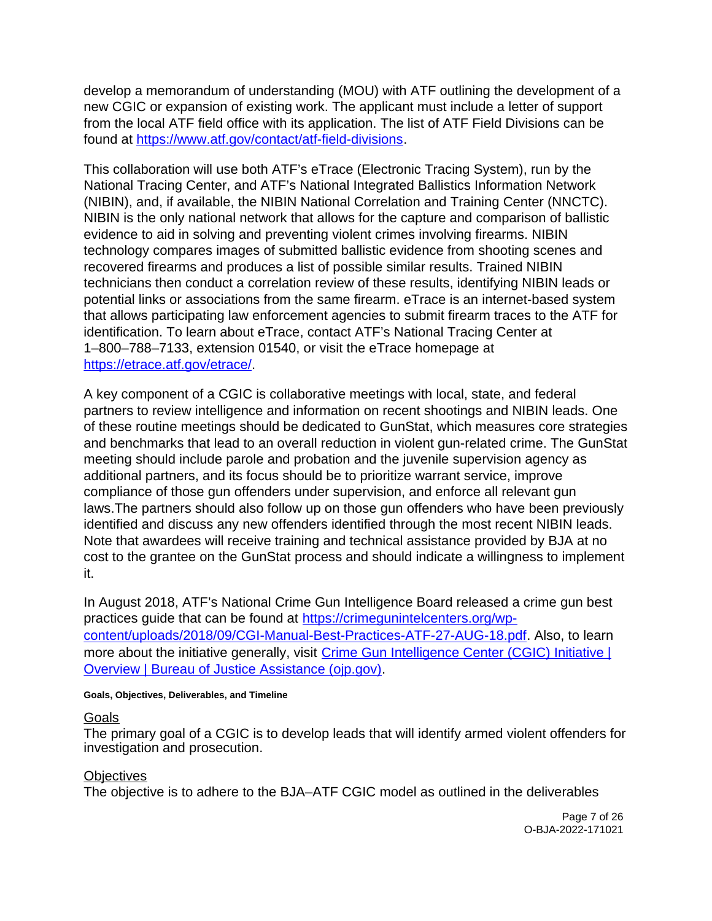develop a memorandum of understanding (MOU) with ATF outlining the development of a new CGIC or expansion of existing work. The applicant must include a letter of support from the local ATF field office with its application. The list of ATF Field Divisions can be found at [https://www.atf.gov/contact/atf-field-divisions](https://www.atf.gov/contact/atf-field-divisions).

This collaboration will use both ATF's eTrace (Electronic Tracing System), run by the National Tracing Center, and ATF's National Integrated Ballistics Information Network (NIBIN), and, if available, the NIBIN National Correlation and Training Center (NNCTC). NIBIN is the only national network that allows for the capture and comparison of ballistic evidence to aid in solving and preventing violent crimes involving firearms. NIBIN technology compares images of submitted ballistic evidence from shooting scenes and recovered firearms and produces a list of possible similar results. Trained NIBIN technicians then conduct a correlation review of these results, identifying NIBIN leads or potential links or associations from the same firearm. eTrace is an internet-based system that allows participating law enforcement agencies to submit firearm traces to the ATF for identification. To learn about eTrace, contact ATF's National Tracing Center at 1–800–788–7133, extension 01540, or visit the eTrace homepage at [https://etrace.atf.gov/etrace/](https://etrace.atf.gov/etrace/).

A key component of a CGIC is collaborative meetings with local, state, and federal partners to review intelligence and information on recent shootings and NIBIN leads. One of these routine meetings should be dedicated to GunStat, which measures core strategies and benchmarks that lead to an overall reduction in violent gun-related crime. The GunStat meeting should include parole and probation and the juvenile supervision agency as additional partners, and its focus should be to prioritize warrant service, improve compliance of those gun offenders under supervision, and enforce all relevant gun laws.The partners should also follow up on those gun offenders who have been previously identified and discuss any new offenders identified through the most recent NIBIN leads. Note that awardees will receive training and technical assistance provided by BJA at no cost to the grantee on the GunStat process and should indicate a willingness to implement it.

In August 2018, ATF's National Crime Gun Intelligence Board released a crime gun best practices guide that can be found at [https://crimegunintelcenters.org/wp-content/uploads/2018/09/CGI-Manual-Best-Practices-ATF-27-AUG-18.pdf](https://crimegunintelcenters.org/wp-content/uploads/2018/09/CGI-Manual-Best-Practices-ATF-27-AUG-18.pdf). Also, to learn more about the initiative generally, visit [Crime Gun Intelligence Center (CGIC) Initiative | Overview | Bureau of Justice Assistance (ojp.gov)](https://bja.ojp.gov/program/cgic/overview).

#### Goals, Objectives, Deliverables, and Timeline

Goals
The primary goal of a CGIC is to develop leads that will identify armed violent offenders for investigation and prosecution.

Objectives
The objective is to adhere to the BJA–ATF CGIC model as outlined in the deliverables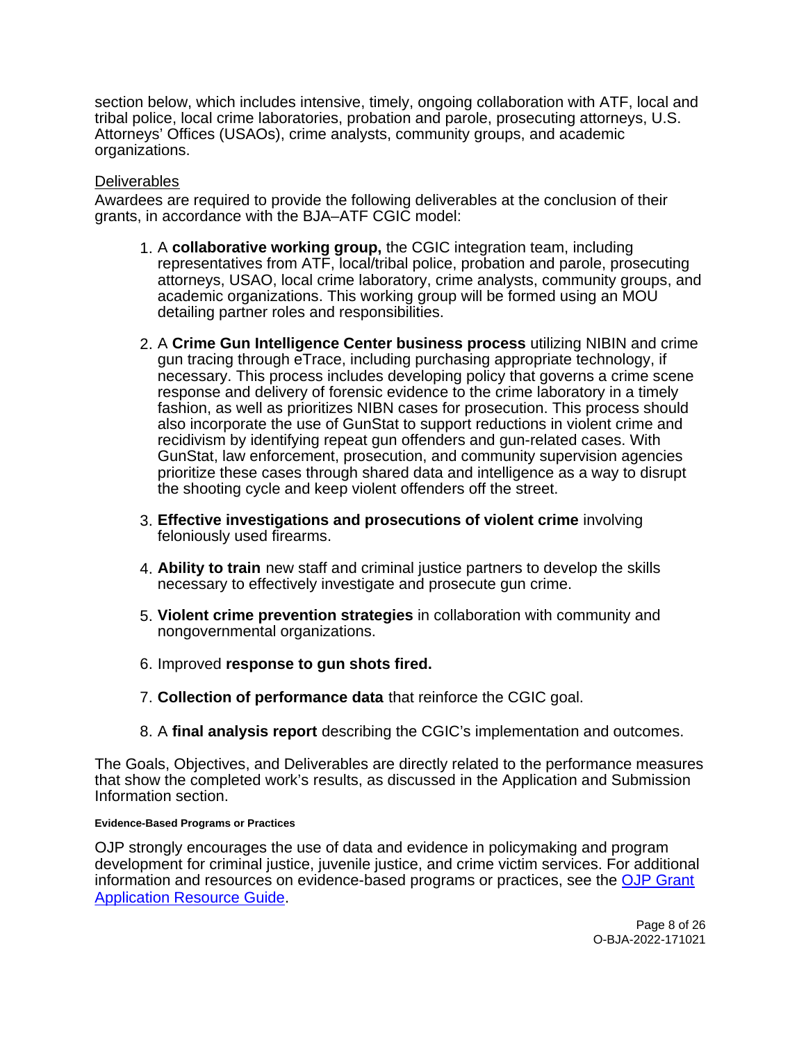section below, which includes intensive, timely, ongoing collaboration with ATF, local and tribal police, local crime laboratories, probation and parole, prosecuting attorneys, U.S. Attorneys' Offices (USAOs), crime analysts, community groups, and academic organizations.

Deliverables

Awardees are required to provide the following deliverables at the conclusion of their grants, in accordance with the BJA–ATF CGIC model:

1. A **collaborative working group,** the CGIC integration team, including representatives from ATF, local/tribal police, probation and parole, prosecuting attorneys, USAO, local crime laboratory, crime analysts, community groups, and academic organizations. This working group will be formed using an MOU detailing partner roles and responsibilities.

2. A **Crime Gun Intelligence Center business process** utilizing NIBIN and crime gun tracing through eTrace, including purchasing appropriate technology, if necessary. This process includes developing policy that governs a crime scene response and delivery of forensic evidence to the crime laboratory in a timely fashion, as well as prioritizes NIBN cases for prosecution. This process should also incorporate the use of GunStat to support reductions in violent crime and recidivism by identifying repeat gun offenders and gun-related cases. With GunStat, law enforcement, prosecution, and community supervision agencies prioritize these cases through shared data and intelligence as a way to disrupt the shooting cycle and keep violent offenders off the street.

3. **Effective investigations and prosecutions of violent crime** involving feloniously used firearms.

4. **Ability to train** new staff and criminal justice partners to develop the skills necessary to effectively investigate and prosecute gun crime.

5. **Violent crime prevention strategies** in collaboration with community and nongovernmental organizations.

6. Improved **response to gun shots fired.**

7. **Collection of performance data** that reinforce the CGIC goal.

8. A **final analysis report** describing the CGIC's implementation and outcomes.

The Goals, Objectives, and Deliverables are directly related to the performance measures that show the completed work's results, as discussed in the Application and Submission Information section.

##### Evidence-Based Programs or Practices

OJP strongly encourages the use of data and evidence in policymaking and program development for criminal justice, juvenile justice, and crime victim services. For additional information and resources on evidence-based programs or practices, see the [OJP Grant Application Resource Guide](#).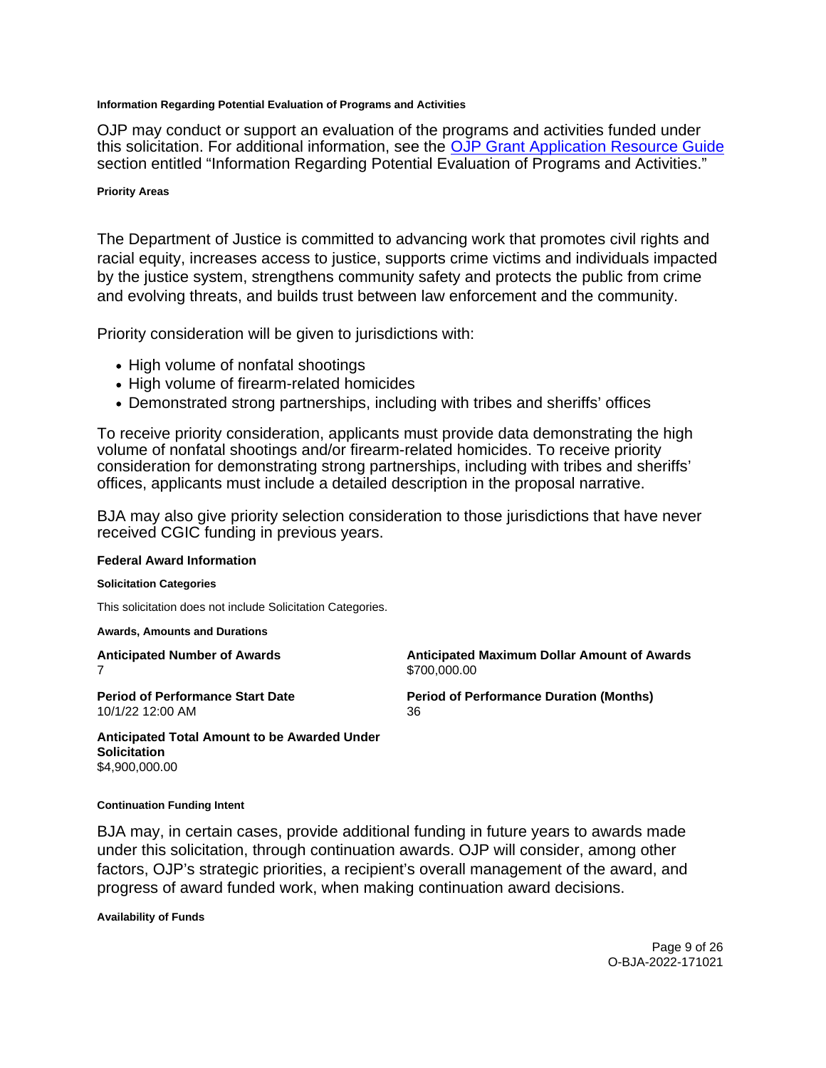#### Information Regarding Potential Evaluation of Programs and Activities

OJP may conduct or support an evaluation of the programs and activities funded under this solicitation. For additional information, see the [OJP Grant Application Resource Guide](https://www.ojp.gov/funding/apply/ojp-grant-application-resource-guide) section entitled "Information Regarding Potential Evaluation of Programs and Activities."

#### Priority Areas

The Department of Justice is committed to advancing work that promotes civil rights and racial equity, increases access to justice, supports crime victims and individuals impacted by the justice system, strengthens community safety and protects the public from crime and evolving threats, and builds trust between law enforcement and the community.

Priority consideration will be given to jurisdictions with:

- High volume of nonfatal shootings
- High volume of firearm-related homicides
- Demonstrated strong partnerships, including with tribes and sheriffs' offices

To receive priority consideration, applicants must provide data demonstrating the high volume of nonfatal shootings and/or firearm-related homicides. To receive priority consideration for demonstrating strong partnerships, including with tribes and sheriffs' offices, applicants must include a detailed description in the proposal narrative.

BJA may also give priority selection consideration to those jurisdictions that have never received CGIC funding in previous years.

### Federal Award Information

#### Solicitation Categories

This solicitation does not include Solicitation Categories.

#### Awards, Amounts and Durations

**Anticipated Number of Awards**
7

**Anticipated Maximum Dollar Amount of Awards**
$700,000.00

**Period of Performance Start Date**
10/1/22 12:00 AM

**Period of Performance Duration (Months)**
36

**Anticipated Total Amount to be Awarded Under Solicitation**
$4,900,000.00

#### Continuation Funding Intent

BJA may, in certain cases, provide additional funding in future years to awards made under this solicitation, through continuation awards. OJP will consider, among other factors, OJP's strategic priorities, a recipient's overall management of the award, and progress of award funded work, when making continuation award decisions.

#### Availability of Funds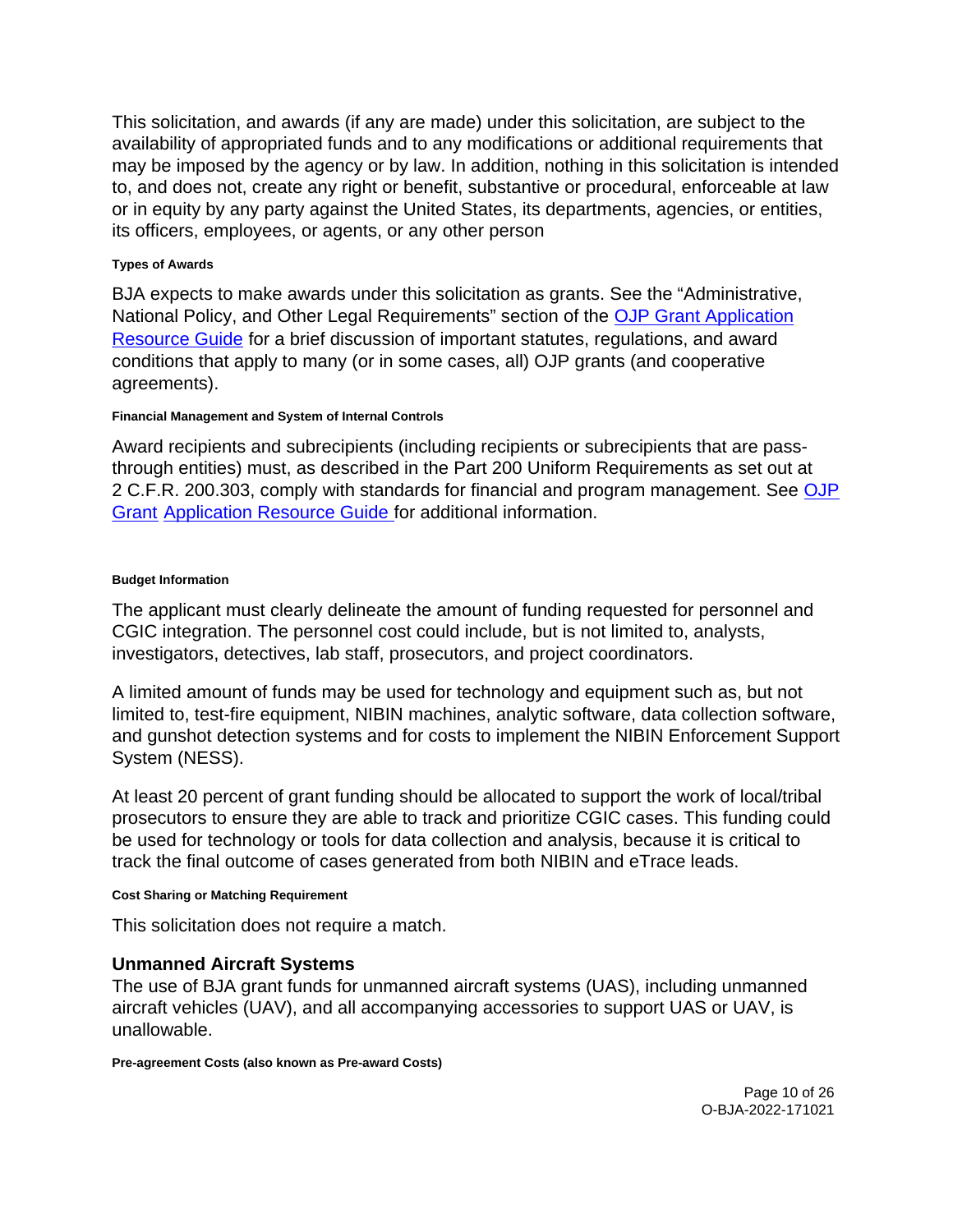This solicitation, and awards (if any are made) under this solicitation, are subject to the availability of appropriated funds and to any modifications or additional requirements that may be imposed by the agency or by law. In addition, nothing in this solicitation is intended to, and does not, create any right or benefit, substantive or procedural, enforceable at law or in equity by any party against the United States, its departments, agencies, or entities, its officers, employees, or agents, or any other person

#### Types of Awards

BJA expects to make awards under this solicitation as grants. See the "Administrative, National Policy, and Other Legal Requirements" section of the OJP Grant Application Resource Guide for a brief discussion of important statutes, regulations, and award conditions that apply to many (or in some cases, all) OJP grants (and cooperative agreements).

#### Financial Management and System of Internal Controls

Award recipients and subrecipients (including recipients or subrecipients that are pass-through entities) must, as described in the Part 200 Uniform Requirements as set out at 2 C.F.R. 200.303, comply with standards for financial and program management. See OJP Grant Application Resource Guide for additional information.

#### Budget Information

The applicant must clearly delineate the amount of funding requested for personnel and CGIC integration. The personnel cost could include, but is not limited to, analysts, investigators, detectives, lab staff, prosecutors, and project coordinators.

A limited amount of funds may be used for technology and equipment such as, but not limited to, test-fire equipment, NIBIN machines, analytic software, data collection software, and gunshot detection systems and for costs to implement the NIBIN Enforcement Support System (NESS).

At least 20 percent of grant funding should be allocated to support the work of local/tribal prosecutors to ensure they are able to track and prioritize CGIC cases. This funding could be used for technology or tools for data collection and analysis, because it is critical to track the final outcome of cases generated from both NIBIN and eTrace leads.

#### Cost Sharing or Matching Requirement

This solicitation does not require a match.

### Unmanned Aircraft Systems

The use of BJA grant funds for unmanned aircraft systems (UAS), including unmanned aircraft vehicles (UAV), and all accompanying accessories to support UAS or UAV, is unallowable.

#### Pre-agreement Costs (also known as Pre-award Costs)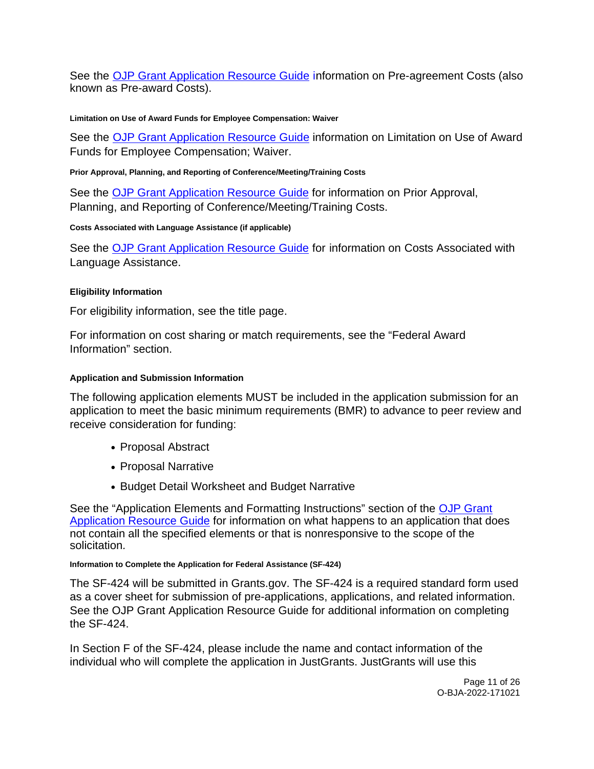See the OJP Grant Application Resource Guide information on Pre-agreement Costs (also known as Pre-award Costs).

#### Limitation on Use of Award Funds for Employee Compensation: Waiver

See the OJP Grant Application Resource Guide information on Limitation on Use of Award Funds for Employee Compensation; Waiver.

#### Prior Approval, Planning, and Reporting of Conference/Meeting/Training Costs

See the OJP Grant Application Resource Guide for information on Prior Approval, Planning, and Reporting of Conference/Meeting/Training Costs.

#### Costs Associated with Language Assistance (if applicable)

See the OJP Grant Application Resource Guide for information on Costs Associated with Language Assistance.

### Eligibility Information

For eligibility information, see the title page.

For information on cost sharing or match requirements, see the "Federal Award Information" section.

### Application and Submission Information

The following application elements MUST be included in the application submission for an application to meet the basic minimum requirements (BMR) to advance to peer review and receive consideration for funding:

- Proposal Abstract
- Proposal Narrative
- Budget Detail Worksheet and Budget Narrative

See the "Application Elements and Formatting Instructions" section of the OJP Grant Application Resource Guide for information on what happens to an application that does not contain all the specified elements or that is nonresponsive to the scope of the solicitation.

#### Information to Complete the Application for Federal Assistance (SF-424)

The SF-424 will be submitted in Grants.gov. The SF-424 is a required standard form used as a cover sheet for submission of pre-applications, applications, and related information. See the OJP Grant Application Resource Guide for additional information on completing the SF-424.

In Section F of the SF-424, please include the name and contact information of the individual who will complete the application in JustGrants. JustGrants will use this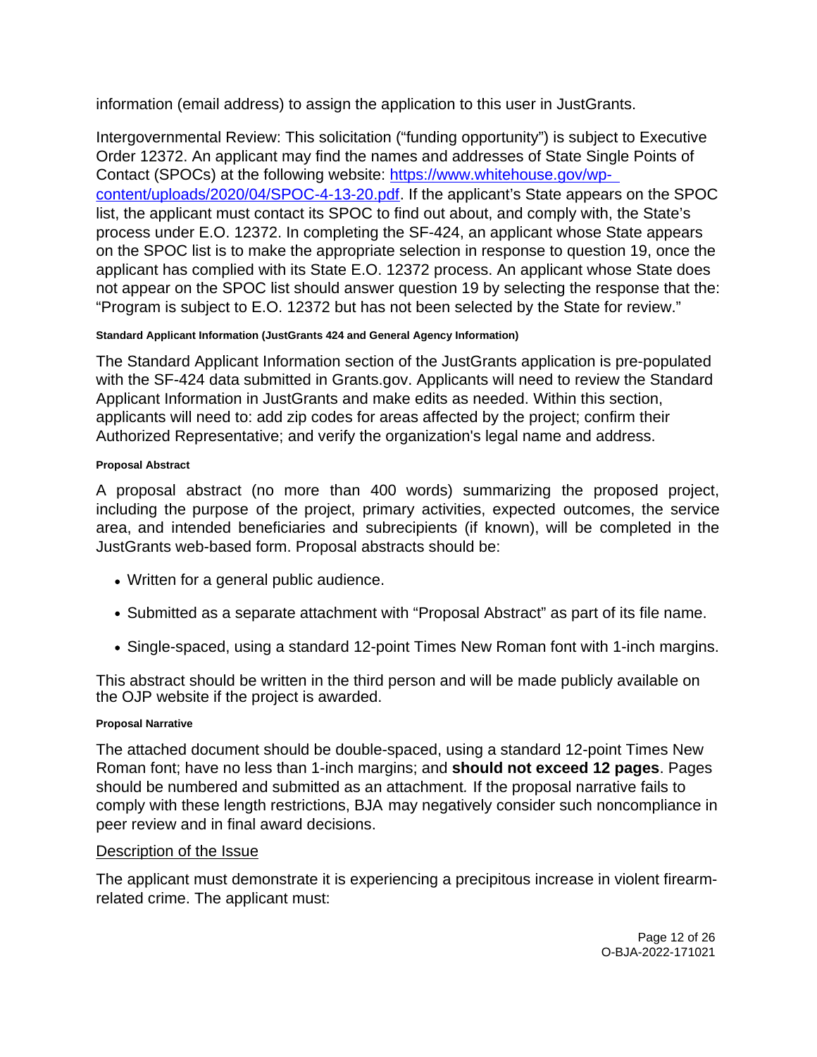information (email address) to assign the application to this user in JustGrants.

Intergovernmental Review: This solicitation ("funding opportunity") is subject to Executive Order 12372. An applicant may find the names and addresses of State Single Points of Contact (SPOCs) at the following website: [https://www.whitehouse.gov/wp-content/uploads/2020/04/SPOC-4-13-20.pdf](https://www.whitehouse.gov/wp-content/uploads/2020/04/SPOC-4-13-20.pdf). If the applicant's State appears on the SPOC list, the applicant must contact its SPOC to find out about, and comply with, the State's process under E.O. 12372. In completing the SF-424, an applicant whose State appears on the SPOC list is to make the appropriate selection in response to question 19, once the applicant has complied with its State E.O. 12372 process. An applicant whose State does not appear on the SPOC list should answer question 19 by selecting the response that the: "Program is subject to E.O. 12372 but has not been selected by the State for review."

#### Standard Applicant Information (JustGrants 424 and General Agency Information)

The Standard Applicant Information section of the JustGrants application is pre-populated with the SF-424 data submitted in Grants.gov. Applicants will need to review the Standard Applicant Information in JustGrants and make edits as needed. Within this section, applicants will need to: add zip codes for areas affected by the project; confirm their Authorized Representative; and verify the organization's legal name and address.

#### Proposal Abstract

A proposal abstract (no more than 400 words) summarizing the proposed project, including the purpose of the project, primary activities, expected outcomes, the service area, and intended beneficiaries and subrecipients (if known), will be completed in the JustGrants web-based form. Proposal abstracts should be:

- Written for a general public audience.
- Submitted as a separate attachment with "Proposal Abstract" as part of its file name.
- Single-spaced, using a standard 12-point Times New Roman font with 1-inch margins.

This abstract should be written in the third person and will be made publicly available on the OJP website if the project is awarded.

#### Proposal Narrative

The attached document should be double-spaced, using a standard 12-point Times New Roman font; have no less than 1-inch margins; and **should not exceed 12 pages**. Pages should be numbered and submitted as an attachment. If the proposal narrative fails to comply with these length restrictions, BJA may negatively consider such noncompliance in peer review and in final award decisions.

Description of the Issue

The applicant must demonstrate it is experiencing a precipitous increase in violent firearm-related crime. The applicant must: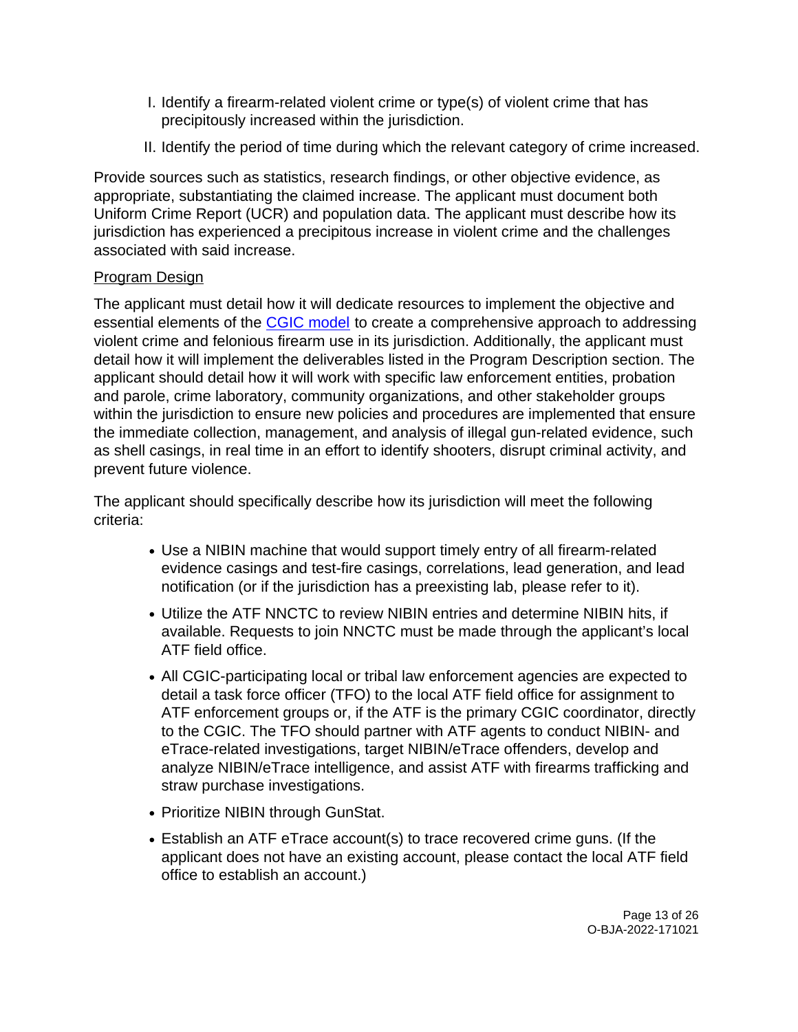I. Identify a firearm-related violent crime or type(s) of violent crime that has precipitously increased within the jurisdiction.

II. Identify the period of time during which the relevant category of crime increased.

Provide sources such as statistics, research findings, or other objective evidence, as appropriate, substantiating the claimed increase. The applicant must document both Uniform Crime Report (UCR) and population data. The applicant must describe how its jurisdiction has experienced a precipitous increase in violent crime and the challenges associated with said increase.

<u>Program Design</u>

The applicant must detail how it will dedicate resources to implement the objective and essential elements of the [CGIC model](CGIC model) to create a comprehensive approach to addressing violent crime and felonious firearm use in its jurisdiction. Additionally, the applicant must detail how it will implement the deliverables listed in the Program Description section. The applicant should detail how it will work with specific law enforcement entities, probation and parole, crime laboratory, community organizations, and other stakeholder groups within the jurisdiction to ensure new policies and procedures are implemented that ensure the immediate collection, management, and analysis of illegal gun-related evidence, such as shell casings, in real time in an effort to identify shooters, disrupt criminal activity, and prevent future violence.

The applicant should specifically describe how its jurisdiction will meet the following criteria:

- Use a NIBIN machine that would support timely entry of all firearm-related evidence casings and test-fire casings, correlations, lead generation, and lead notification (or if the jurisdiction has a preexisting lab, please refer to it).
- Utilize the ATF NNCTC to review NIBIN entries and determine NIBIN hits, if available. Requests to join NNCTC must be made through the applicant's local ATF field office.
- All CGIC-participating local or tribal law enforcement agencies are expected to detail a task force officer (TFO) to the local ATF field office for assignment to ATF enforcement groups or, if the ATF is the primary CGIC coordinator, directly to the CGIC. The TFO should partner with ATF agents to conduct NIBIN- and eTrace-related investigations, target NIBIN/eTrace offenders, develop and analyze NIBIN/eTrace intelligence, and assist ATF with firearms trafficking and straw purchase investigations.
- Prioritize NIBIN through GunStat.
- Establish an ATF eTrace account(s) to trace recovered crime guns. (If the applicant does not have an existing account, please contact the local ATF field office to establish an account.)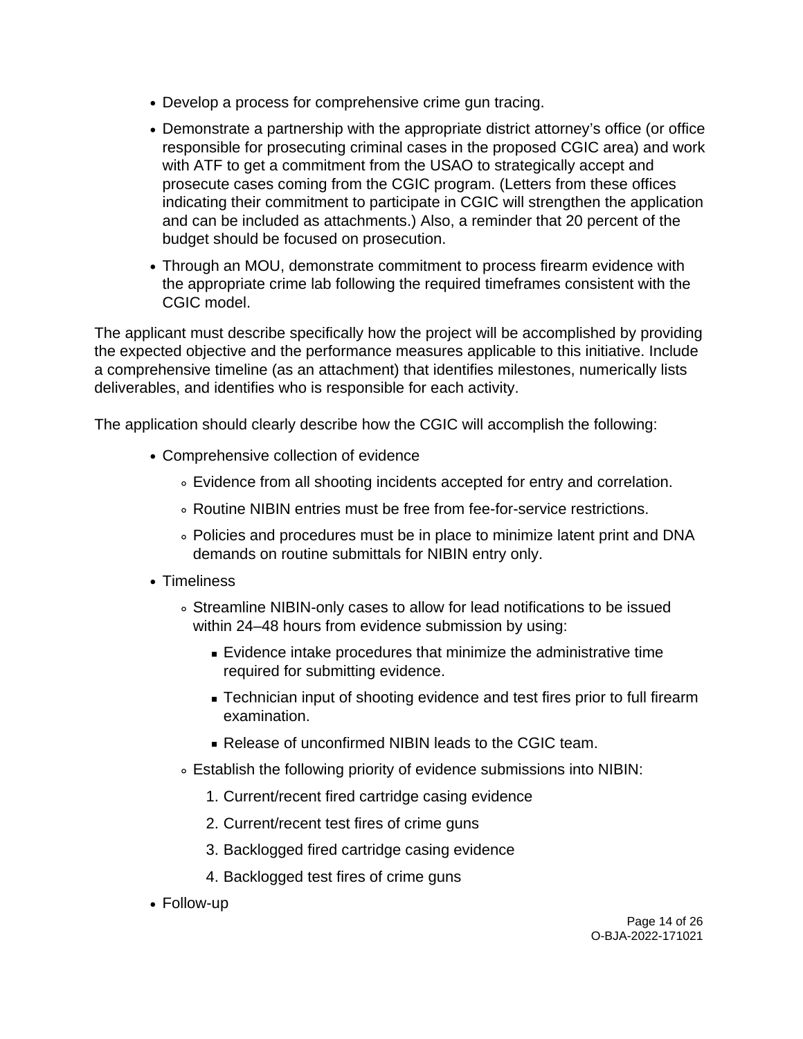- Develop a process for comprehensive crime gun tracing.
- Demonstrate a partnership with the appropriate district attorney's office (or office responsible for prosecuting criminal cases in the proposed CGIC area) and work with ATF to get a commitment from the USAO to strategically accept and prosecute cases coming from the CGIC program. (Letters from these offices indicating their commitment to participate in CGIC will strengthen the application and can be included as attachments.) Also, a reminder that 20 percent of the budget should be focused on prosecution.
- Through an MOU, demonstrate commitment to process firearm evidence with the appropriate crime lab following the required timeframes consistent with the CGIC model.

The applicant must describe specifically how the project will be accomplished by providing the expected objective and the performance measures applicable to this initiative. Include a comprehensive timeline (as an attachment) that identifies milestones, numerically lists deliverables, and identifies who is responsible for each activity.

The application should clearly describe how the CGIC will accomplish the following:

- Comprehensive collection of evidence
  - Evidence from all shooting incidents accepted for entry and correlation.
  - Routine NIBIN entries must be free from fee-for-service restrictions.
  - Policies and procedures must be in place to minimize latent print and DNA demands on routine submittals for NIBIN entry only.
- Timeliness
  - Streamline NIBIN-only cases to allow for lead notifications to be issued within 24–48 hours from evidence submission by using:
    - Evidence intake procedures that minimize the administrative time required for submitting evidence.
    - Technician input of shooting evidence and test fires prior to full firearm examination.
    - Release of unconfirmed NIBIN leads to the CGIC team.
  - Establish the following priority of evidence submissions into NIBIN:
    1. Current/recent fired cartridge casing evidence
    2. Current/recent test fires of crime guns
    3. Backlogged fired cartridge casing evidence
    4. Backlogged test fires of crime guns
- Follow-up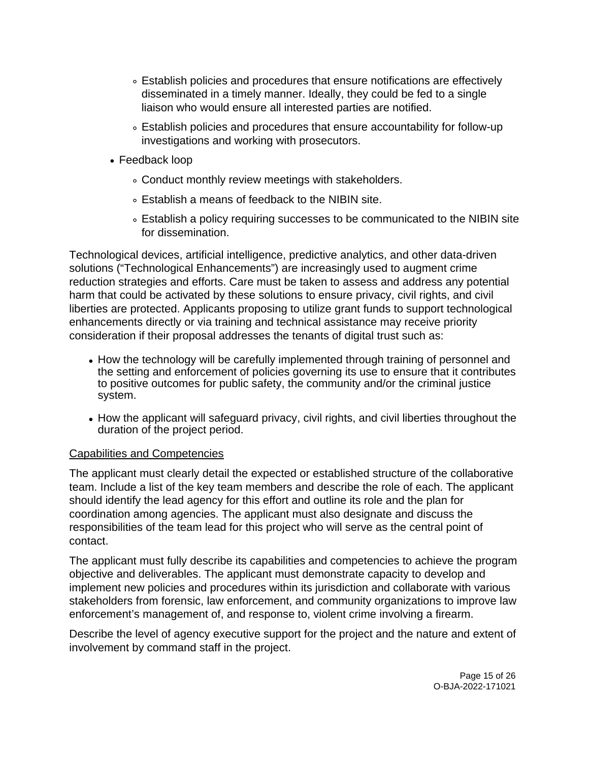- Establish policies and procedures that ensure notifications are effectively disseminated in a timely manner. Ideally, they could be fed to a single liaison who would ensure all interested parties are notified.
    - Establish policies and procedures that ensure accountability for follow-up investigations and working with prosecutors.
- Feedback loop
    - Conduct monthly review meetings with stakeholders.
    - Establish a means of feedback to the NIBIN site.
    - Establish a policy requiring successes to be communicated to the NIBIN site for dissemination.

Technological devices, artificial intelligence, predictive analytics, and other data-driven solutions ("Technological Enhancements") are increasingly used to augment crime reduction strategies and efforts. Care must be taken to assess and address any potential harm that could be activated by these solutions to ensure privacy, civil rights, and civil liberties are protected. Applicants proposing to utilize grant funds to support technological enhancements directly or via training and technical assistance may receive priority consideration if their proposal addresses the tenants of digital trust such as:

- How the technology will be carefully implemented through training of personnel and the setting and enforcement of policies governing its use to ensure that it contributes to positive outcomes for public safety, the community and/or the criminal justice system.
- How the applicant will safeguard privacy, civil rights, and civil liberties throughout the duration of the project period.

<u>Capabilities and Competencies</u>

The applicant must clearly detail the expected or established structure of the collaborative team. Include a list of the key team members and describe the role of each. The applicant should identify the lead agency for this effort and outline its role and the plan for coordination among agencies. The applicant must also designate and discuss the responsibilities of the team lead for this project who will serve as the central point of contact.

The applicant must fully describe its capabilities and competencies to achieve the program objective and deliverables. The applicant must demonstrate capacity to develop and implement new policies and procedures within its jurisdiction and collaborate with various stakeholders from forensic, law enforcement, and community organizations to improve law enforcement's management of, and response to, violent crime involving a firearm.

Describe the level of agency executive support for the project and the nature and extent of involvement by command staff in the project.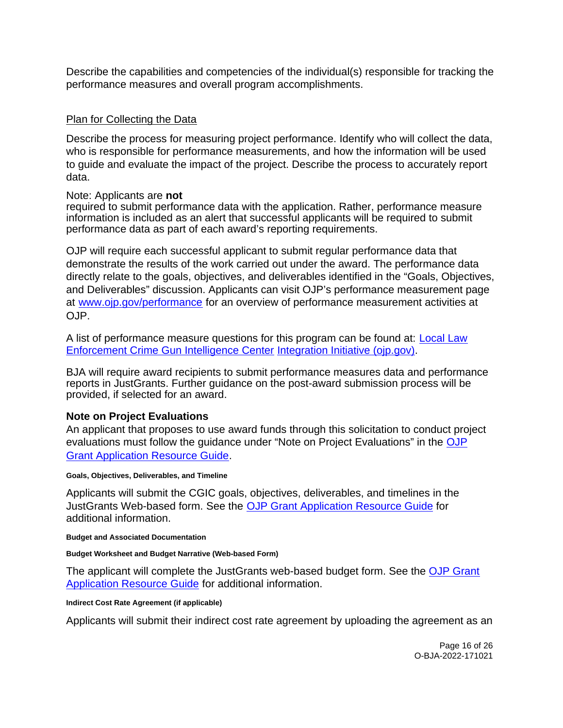Describe the capabilities and competencies of the individual(s) responsible for tracking the performance measures and overall program accomplishments.

Plan for Collecting the Data

Describe the process for measuring project performance. Identify who will collect the data, who is responsible for performance measurements, and how the information will be used to guide and evaluate the impact of the project. Describe the process to accurately report data.

Note: Applicants are **not** required to submit performance data with the application. Rather, performance measure information is included as an alert that successful applicants will be required to submit performance data as part of each award's reporting requirements.

OJP will require each successful applicant to submit regular performance data that demonstrate the results of the work carried out under the award. The performance data directly relate to the goals, objectives, and deliverables identified in the "Goals, Objectives, and Deliverables" discussion. Applicants can visit OJP's performance measurement page at www.ojp.gov/performance for an overview of performance measurement activities at OJP.

A list of performance measure questions for this program can be found at: Local Law Enforcement Crime Gun Intelligence Center Integration Initiative (ojp.gov).

BJA will require award recipients to submit performance measures data and performance reports in JustGrants. Further guidance on the post-award submission process will be provided, if selected for an award.

### Note on Project Evaluations

An applicant that proposes to use award funds through this solicitation to conduct project evaluations must follow the guidance under "Note on Project Evaluations" in the OJP Grant Application Resource Guide.

##### Goals, Objectives, Deliverables, and Timeline

Applicants will submit the CGIC goals, objectives, deliverables, and timelines in the JustGrants Web-based form. See the OJP Grant Application Resource Guide for additional information.

##### Budget and Associated Documentation

##### Budget Worksheet and Budget Narrative (Web-based Form)

The applicant will complete the JustGrants web-based budget form. See the OJP Grant Application Resource Guide for additional information.

##### Indirect Cost Rate Agreement (if applicable)

Applicants will submit their indirect cost rate agreement by uploading the agreement as an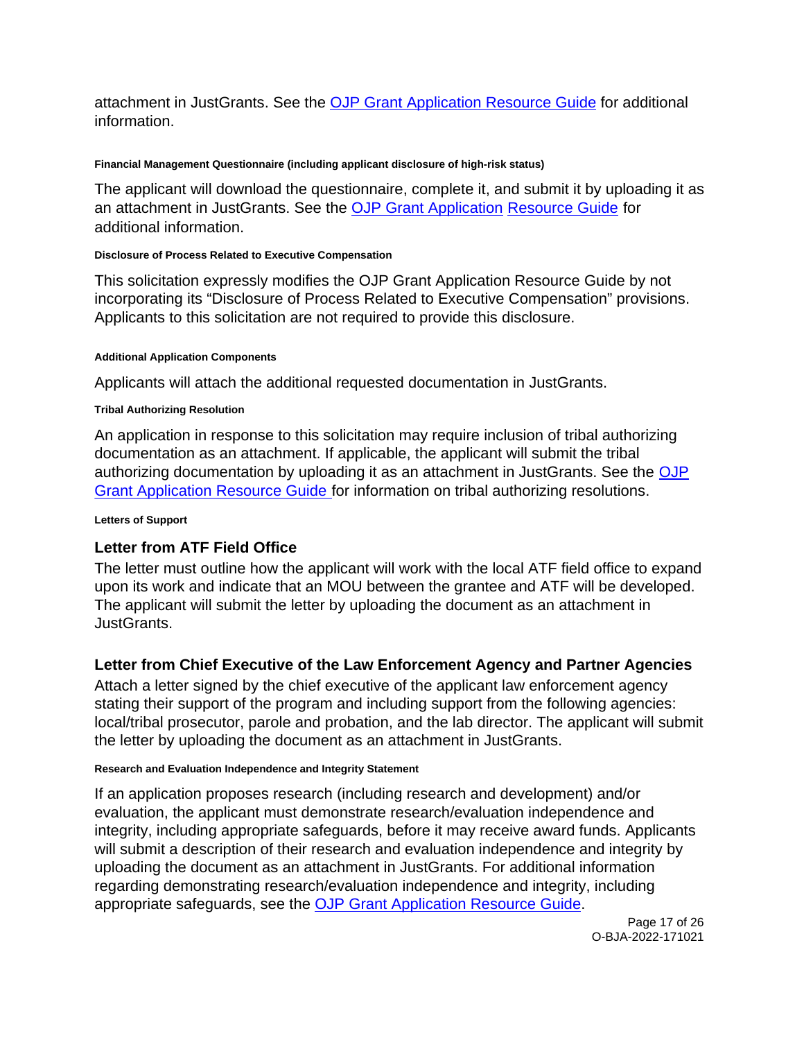attachment in JustGrants. See the [OJP Grant Application Resource Guide] for additional information.

#### Financial Management Questionnaire (including applicant disclosure of high-risk status)

The applicant will download the questionnaire, complete it, and submit it by uploading it as an attachment in JustGrants. See the [OJP Grant Application Resource Guide] for additional information.

#### Disclosure of Process Related to Executive Compensation

This solicitation expressly modifies the OJP Grant Application Resource Guide by not incorporating its "Disclosure of Process Related to Executive Compensation" provisions. Applicants to this solicitation are not required to provide this disclosure.

#### Additional Application Components

Applicants will attach the additional requested documentation in JustGrants.

#### Tribal Authorizing Resolution

An application in response to this solicitation may require inclusion of tribal authorizing documentation as an attachment. If applicable, the applicant will submit the tribal authorizing documentation by uploading it as an attachment in JustGrants. See the [OJP Grant Application Resource Guide] for information on tribal authorizing resolutions.

#### Letters of Support

### Letter from ATF Field Office

The letter must outline how the applicant will work with the local ATF field office to expand upon its work and indicate that an MOU between the grantee and ATF will be developed. The applicant will submit the letter by uploading the document as an attachment in JustGrants.

### Letter from Chief Executive of the Law Enforcement Agency and Partner Agencies

Attach a letter signed by the chief executive of the applicant law enforcement agency stating their support of the program and including support from the following agencies: local/tribal prosecutor, parole and probation, and the lab director. The applicant will submit the letter by uploading the document as an attachment in JustGrants.

#### Research and Evaluation Independence and Integrity Statement

If an application proposes research (including research and development) and/or evaluation, the applicant must demonstrate research/evaluation independence and integrity, including appropriate safeguards, before it may receive award funds. Applicants will submit a description of their research and evaluation independence and integrity by uploading the document as an attachment in JustGrants. For additional information regarding demonstrating research/evaluation independence and integrity, including appropriate safeguards, see the [OJP Grant Application Resource Guide].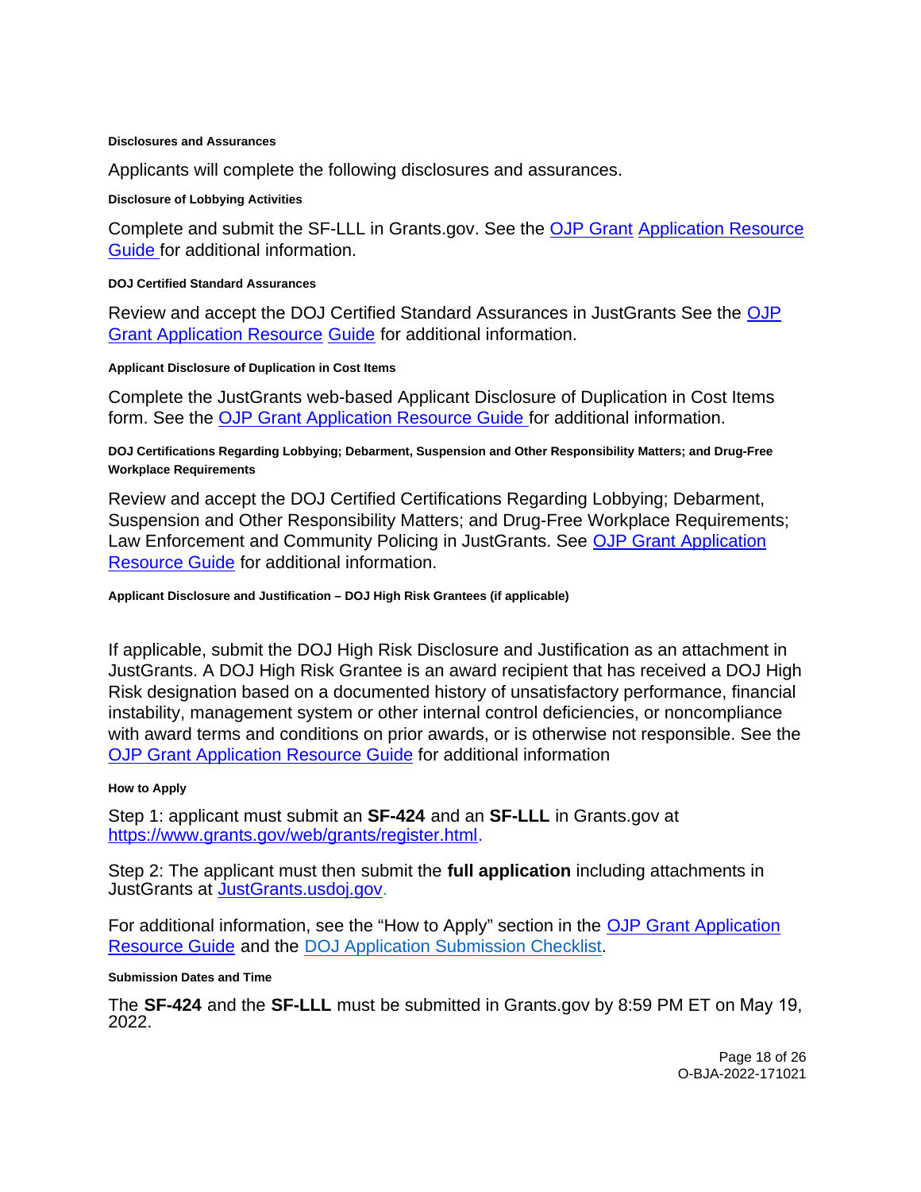#### Disclosures and Assurances

Applicants will complete the following disclosures and assurances.

##### Disclosure of Lobbying Activities

Complete and submit the SF-LLL in Grants.gov. See the OJP Grant Application Resource Guide for additional information.

##### DOJ Certified Standard Assurances

Review and accept the DOJ Certified Standard Assurances in JustGrants See the OJP Grant Application Resource Guide for additional information.

##### Applicant Disclosure of Duplication in Cost Items

Complete the JustGrants web-based Applicant Disclosure of Duplication in Cost Items form. See the OJP Grant Application Resource Guide for additional information.

##### DOJ Certifications Regarding Lobbying; Debarment, Suspension and Other Responsibility Matters; and Drug-Free Workplace Requirements

Review and accept the DOJ Certified Certifications Regarding Lobbying; Debarment, Suspension and Other Responsibility Matters; and Drug-Free Workplace Requirements; Law Enforcement and Community Policing in JustGrants. See OJP Grant Application Resource Guide for additional information.

##### Applicant Disclosure and Justification – DOJ High Risk Grantees (if applicable)

If applicable, submit the DOJ High Risk Disclosure and Justification as an attachment in JustGrants. A DOJ High Risk Grantee is an award recipient that has received a DOJ High Risk designation based on a documented history of unsatisfactory performance, financial instability, management system or other internal control deficiencies, or noncompliance with award terms and conditions on prior awards, or is otherwise not responsible. See the OJP Grant Application Resource Guide for additional information

#### How to Apply

Step 1: applicant must submit an **SF-424** and an **SF-LLL** in Grants.gov at https://www.grants.gov/web/grants/register.html.

Step 2: The applicant must then submit the **full application** including attachments in JustGrants at JustGrants.usdoj.gov.

For additional information, see the "How to Apply" section in the OJP Grant Application Resource Guide and the DOJ Application Submission Checklist.

#### Submission Dates and Time

The **SF-424** and the **SF-LLL** must be submitted in Grants.gov by 8:59 PM ET on May 19, 2022.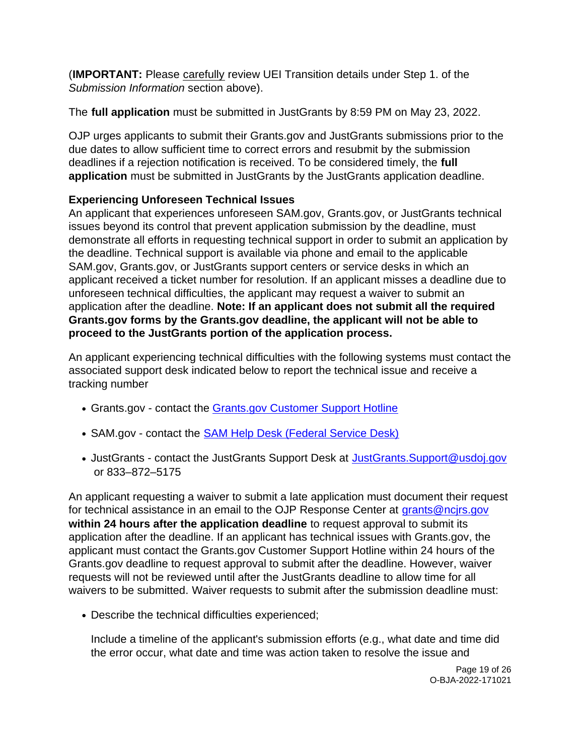(**IMPORTANT:** Please carefully review UEI Transition details under Step 1. of the *Submission Information* section above).

The **full application** must be submitted in JustGrants by 8:59 PM on May 23, 2022.

OJP urges applicants to submit their Grants.gov and JustGrants submissions prior to the due dates to allow sufficient time to correct errors and resubmit by the submission deadlines if a rejection notification is received. To be considered timely, the **full application** must be submitted in JustGrants by the JustGrants application deadline.

**Experiencing Unforeseen Technical Issues**

An applicant that experiences unforeseen SAM.gov, Grants.gov, or JustGrants technical issues beyond its control that prevent application submission by the deadline, must demonstrate all efforts in requesting technical support in order to submit an application by the deadline. Technical support is available via phone and email to the applicable SAM.gov, Grants.gov, or JustGrants support centers or service desks in which an applicant received a ticket number for resolution. If an applicant misses a deadline due to unforeseen technical difficulties, the applicant may request a waiver to submit an application after the deadline. **Note: If an applicant does not submit all the required Grants.gov forms by the Grants.gov deadline, the applicant will not be able to proceed to the JustGrants portion of the application process.**

An applicant experiencing technical difficulties with the following systems must contact the associated support desk indicated below to report the technical issue and receive a tracking number

- Grants.gov - contact the Grants.gov Customer Support Hotline
- SAM.gov - contact the SAM Help Desk (Federal Service Desk)
- JustGrants - contact the JustGrants Support Desk at JustGrants.Support@usdoj.gov or 833–872–5175

An applicant requesting a waiver to submit a late application must document their request for technical assistance in an email to the OJP Response Center at grants@ncjrs.gov **within 24 hours after the application deadline** to request approval to submit its application after the deadline. If an applicant has technical issues with Grants.gov, the applicant must contact the Grants.gov Customer Support Hotline within 24 hours of the Grants.gov deadline to request approval to submit after the deadline. However, waiver requests will not be reviewed until after the JustGrants deadline to allow time for all waivers to be submitted. Waiver requests to submit after the submission deadline must:

- Describe the technical difficulties experienced;

  Include a timeline of the applicant's submission efforts (e.g., what date and time did the error occur, what date and time was action taken to resolve the issue and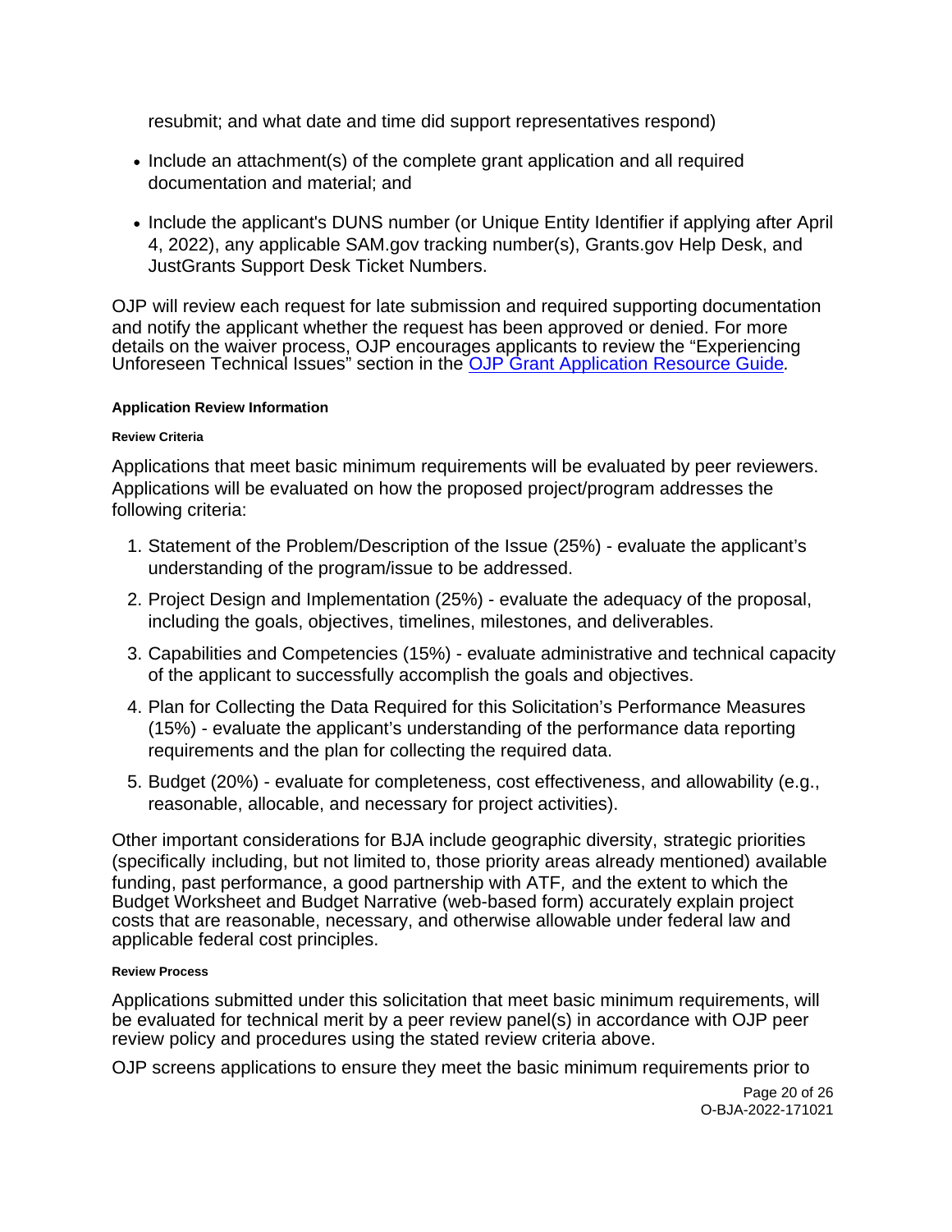resubmit; and what date and time did support representatives respond)

- Include an attachment(s) of the complete grant application and all required documentation and material; and
- Include the applicant's DUNS number (or Unique Entity Identifier if applying after April 4, 2022), any applicable SAM.gov tracking number(s), Grants.gov Help Desk, and JustGrants Support Desk Ticket Numbers.

OJP will review each request for late submission and required supporting documentation and notify the applicant whether the request has been approved or denied. For more details on the waiver process, OJP encourages applicants to review the "Experiencing Unforeseen Technical Issues" section in the [OJP Grant Application Resource Guide](OJP Grant Application Resource Guide).

#### Application Review Information

##### Review Criteria

Applications that meet basic minimum requirements will be evaluated by peer reviewers. Applications will be evaluated on how the proposed project/program addresses the following criteria:

1. Statement of the Problem/Description of the Issue (25%) - evaluate the applicant's understanding of the program/issue to be addressed.
2. Project Design and Implementation (25%) - evaluate the adequacy of the proposal, including the goals, objectives, timelines, milestones, and deliverables.
3. Capabilities and Competencies (15%) - evaluate administrative and technical capacity of the applicant to successfully accomplish the goals and objectives.
4. Plan for Collecting the Data Required for this Solicitation's Performance Measures (15%) - evaluate the applicant's understanding of the performance data reporting requirements and the plan for collecting the required data.
5. Budget (20%) - evaluate for completeness, cost effectiveness, and allowability (e.g., reasonable, allocable, and necessary for project activities).

Other important considerations for BJA include geographic diversity, strategic priorities (specifically including, but not limited to, those priority areas already mentioned) available funding, past performance, a good partnership with ATF, and the extent to which the Budget Worksheet and Budget Narrative (web-based form) accurately explain project costs that are reasonable, necessary, and otherwise allowable under federal law and applicable federal cost principles.

##### Review Process

Applications submitted under this solicitation that meet basic minimum requirements, will be evaluated for technical merit by a peer review panel(s) in accordance with OJP peer review policy and procedures using the stated review criteria above.

OJP screens applications to ensure they meet the basic minimum requirements prior to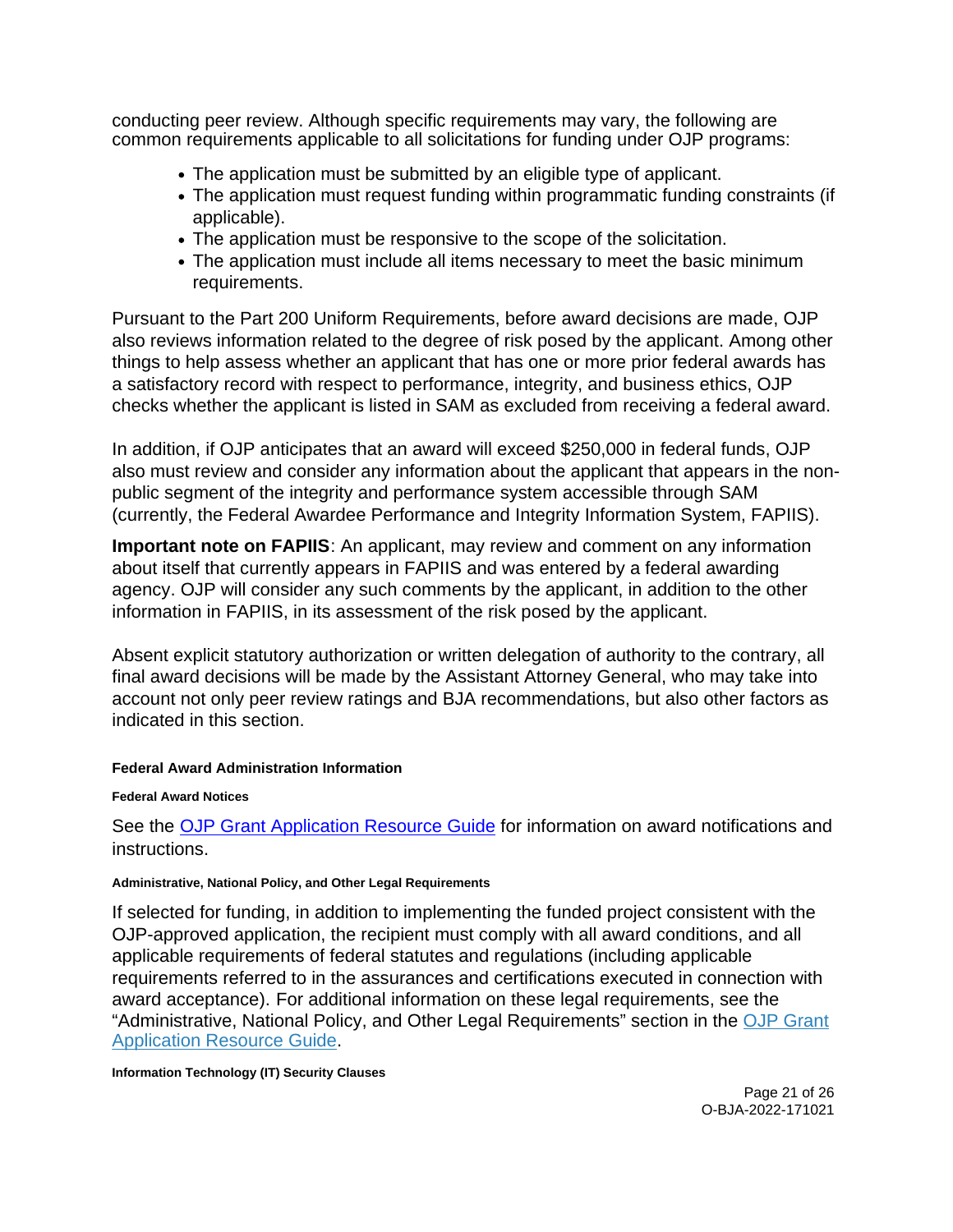conducting peer review. Although specific requirements may vary, the following are common requirements applicable to all solicitations for funding under OJP programs:

- The application must be submitted by an eligible type of applicant.
- The application must request funding within programmatic funding constraints (if applicable).
- The application must be responsive to the scope of the solicitation.
- The application must include all items necessary to meet the basic minimum requirements.

Pursuant to the Part 200 Uniform Requirements, before award decisions are made, OJP also reviews information related to the degree of risk posed by the applicant. Among other things to help assess whether an applicant that has one or more prior federal awards has a satisfactory record with respect to performance, integrity, and business ethics, OJP checks whether the applicant is listed in SAM as excluded from receiving a federal award.

In addition, if OJP anticipates that an award will exceed $250,000 in federal funds, OJP also must review and consider any information about the applicant that appears in the non-public segment of the integrity and performance system accessible through SAM (currently, the Federal Awardee Performance and Integrity Information System, FAPIIS).

**Important note on FAPIIS**: An applicant, may review and comment on any information about itself that currently appears in FAPIIS and was entered by a federal awarding agency. OJP will consider any such comments by the applicant, in addition to the other information in FAPIIS, in its assessment of the risk posed by the applicant.

Absent explicit statutory authorization or written delegation of authority to the contrary, all final award decisions will be made by the Assistant Attorney General, who may take into account not only peer review ratings and BJA recommendations, but also other factors as indicated in this section.

### Federal Award Administration Information

#### Federal Award Notices

See the [OJP Grant Application Resource Guide](#) for information on award notifications and instructions.

#### Administrative, National Policy, and Other Legal Requirements

If selected for funding, in addition to implementing the funded project consistent with the OJP-approved application, the recipient must comply with all award conditions, and all applicable requirements of federal statutes and regulations (including applicable requirements referred to in the assurances and certifications executed in connection with award acceptance). For additional information on these legal requirements, see the "Administrative, National Policy, and Other Legal Requirements" section in the [OJP Grant Application Resource Guide](#).

#### Information Technology (IT) Security Clauses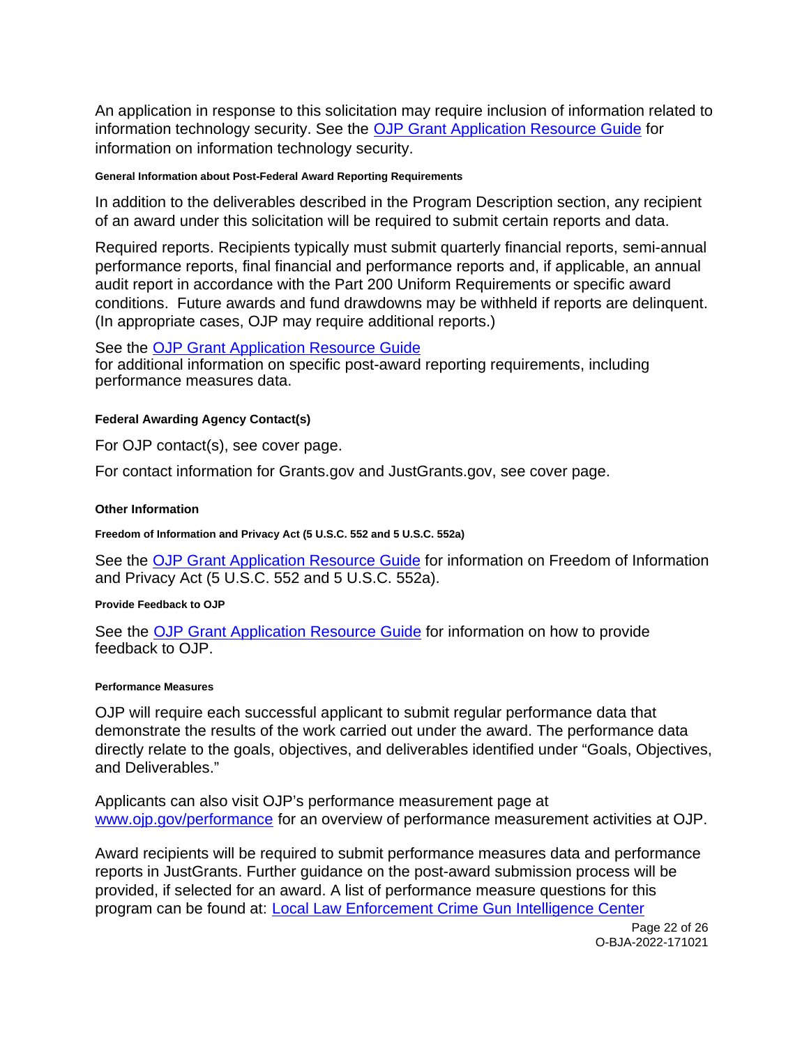An application in response to this solicitation may require inclusion of information related to information technology security. See the [OJP Grant Application Resource Guide](#) for information on information technology security.

#### General Information about Post-Federal Award Reporting Requirements

In addition to the deliverables described in the Program Description section, any recipient of an award under this solicitation will be required to submit certain reports and data.

Required reports. Recipients typically must submit quarterly financial reports, semi-annual performance reports, final financial and performance reports and, if applicable, an annual audit report in accordance with the Part 200 Uniform Requirements or specific award conditions. Future awards and fund drawdowns may be withheld if reports are delinquent. (In appropriate cases, OJP may require additional reports.)

See the [OJP Grant Application Resource Guide](#) for additional information on specific post-award reporting requirements, including performance measures data.

### Federal Awarding Agency Contact(s)

For OJP contact(s), see cover page.

For contact information for Grants.gov and JustGrants.gov, see cover page.

### Other Information

#### Freedom of Information and Privacy Act (5 U.S.C. 552 and 5 U.S.C. 552a)

See the [OJP Grant Application Resource Guide](#) for information on Freedom of Information and Privacy Act (5 U.S.C. 552 and 5 U.S.C. 552a).

#### Provide Feedback to OJP

See the [OJP Grant Application Resource Guide](#) for information on how to provide feedback to OJP.

#### Performance Measures

OJP will require each successful applicant to submit regular performance data that demonstrate the results of the work carried out under the award. The performance data directly relate to the goals, objectives, and deliverables identified under "Goals, Objectives, and Deliverables."

Applicants can also visit OJP's performance measurement page at [www.ojp.gov/performance](www.ojp.gov/performance) for an overview of performance measurement activities at OJP.

Award recipients will be required to submit performance measures data and performance reports in JustGrants. Further guidance on the post-award submission process will be provided, if selected for an award. A list of performance measure questions for this program can be found at: [Local Law Enforcement Crime Gun Intelligence Center](#)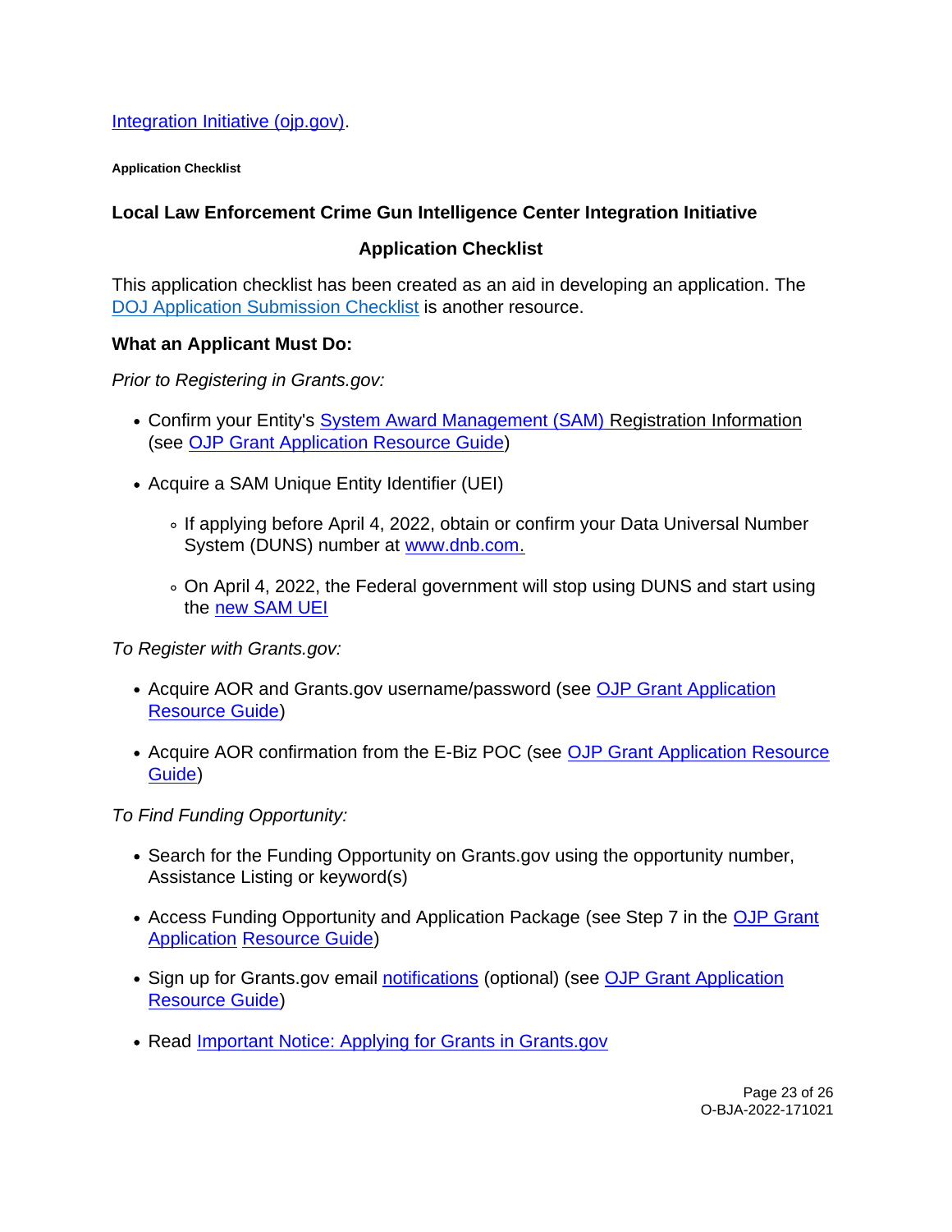Integration Initiative (ojp.gov).

**Application Checklist**

## Local Law Enforcement Crime Gun Intelligence Center Integration Initiative

## Application Checklist

This application checklist has been created as an aid in developing an application. The DOJ Application Submission Checklist is another resource.

### What an Applicant Must Do:

*Prior to Registering in Grants.gov:*

- Confirm your Entity's System Award Management (SAM) Registration Information (see OJP Grant Application Resource Guide)
- Acquire a SAM Unique Entity Identifier (UEI)
  - If applying before April 4, 2022, obtain or confirm your Data Universal Number System (DUNS) number at www.dnb.com.
  - On April 4, 2022, the Federal government will stop using DUNS and start using the new SAM UEI

*To Register with Grants.gov:*

- Acquire AOR and Grants.gov username/password (see OJP Grant Application Resource Guide)
- Acquire AOR confirmation from the E-Biz POC (see OJP Grant Application Resource Guide)

*To Find Funding Opportunity:*

- Search for the Funding Opportunity on Grants.gov using the opportunity number, Assistance Listing or keyword(s)
- Access Funding Opportunity and Application Package (see Step 7 in the OJP Grant Application Resource Guide)
- Sign up for Grants.gov email notifications (optional) (see OJP Grant Application Resource Guide)
- Read Important Notice: Applying for Grants in Grants.gov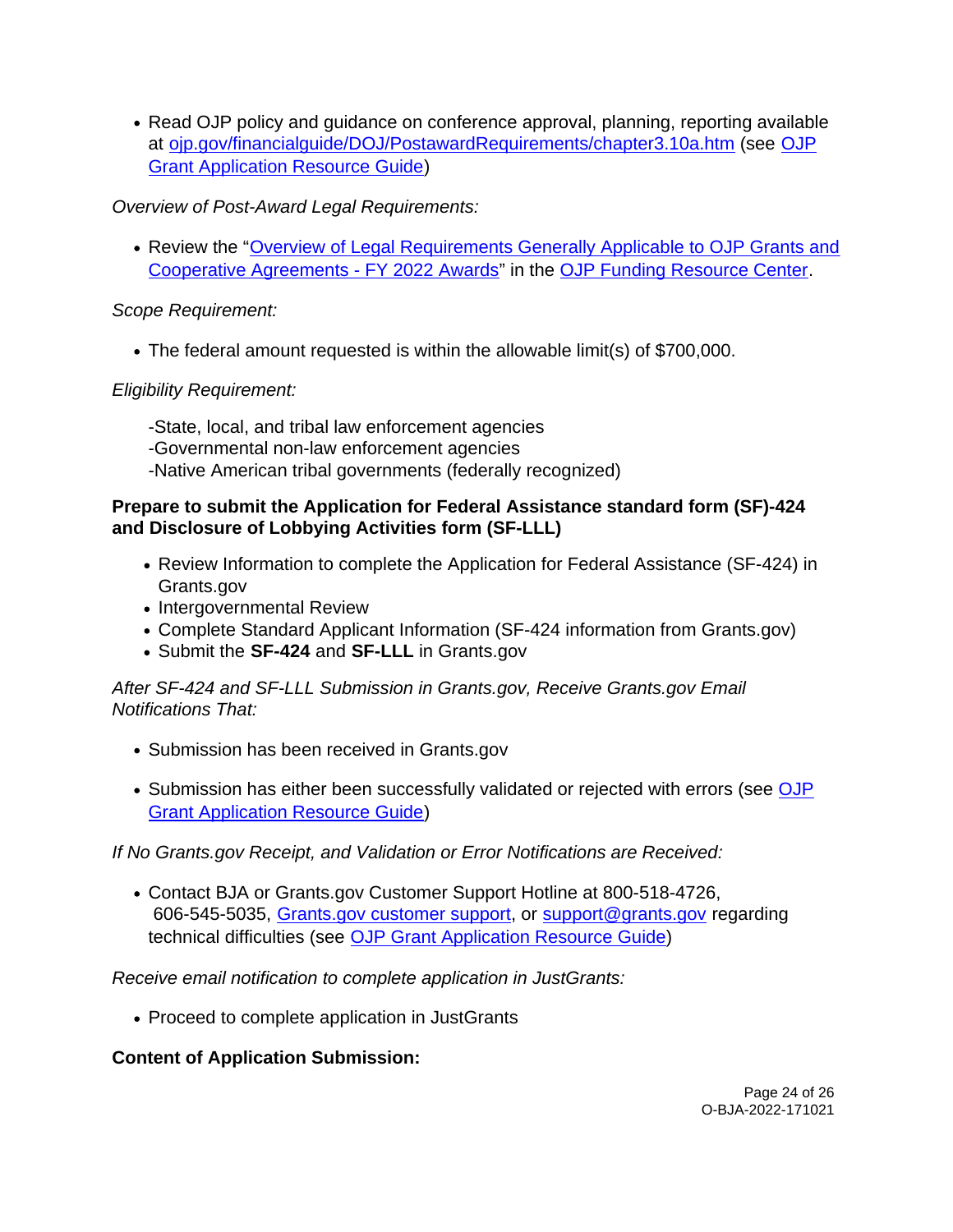- Read OJP policy and guidance on conference approval, planning, reporting available at [ojp.gov/financialguide/DOJ/PostawardRequirements/chapter3.10a.htm](ojp.gov/financialguide/DOJ/PostawardRequirements/chapter3.10a.htm) (see [OJP Grant Application Resource Guide](OJP Grant Application Resource Guide))

*Overview of Post-Award Legal Requirements:*

- Review the "[Overview of Legal Requirements Generally Applicable to OJP Grants and Cooperative Agreements - FY 2022 Awards](Overview of Legal Requirements Generally Applicable to OJP Grants and Cooperative Agreements - FY 2022 Awards)" in the [OJP Funding Resource Center](OJP Funding Resource Center).

*Scope Requirement:*

- The federal amount requested is within the allowable limit(s) of $700,000.

*Eligibility Requirement:*

-State, local, and tribal law enforcement agencies
-Governmental non-law enforcement agencies
-Native American tribal governments (federally recognized)

**Prepare to submit the Application for Federal Assistance standard form (SF)-424 and Disclosure of Lobbying Activities form (SF-LLL)**

- Review Information to complete the Application for Federal Assistance (SF-424) in Grants.gov
- Intergovernmental Review
- Complete Standard Applicant Information (SF-424 information from Grants.gov)
- Submit the **SF-424** and **SF-LLL** in Grants.gov

*After SF-424 and SF-LLL Submission in Grants.gov, Receive Grants.gov Email Notifications That:*

- Submission has been received in Grants.gov
- Submission has either been successfully validated or rejected with errors (see [OJP Grant Application Resource Guide](OJP Grant Application Resource Guide))

*If No Grants.gov Receipt, and Validation or Error Notifications are Received:*

- Contact BJA or Grants.gov Customer Support Hotline at 800-518-4726, 606-545-5035, [Grants.gov customer support](Grants.gov customer support), or [support@grants.gov](mailto:support@grants.gov) regarding technical difficulties (see [OJP Grant Application Resource Guide](OJP Grant Application Resource Guide))

*Receive email notification to complete application in JustGrants:*

- Proceed to complete application in JustGrants

**Content of Application Submission:**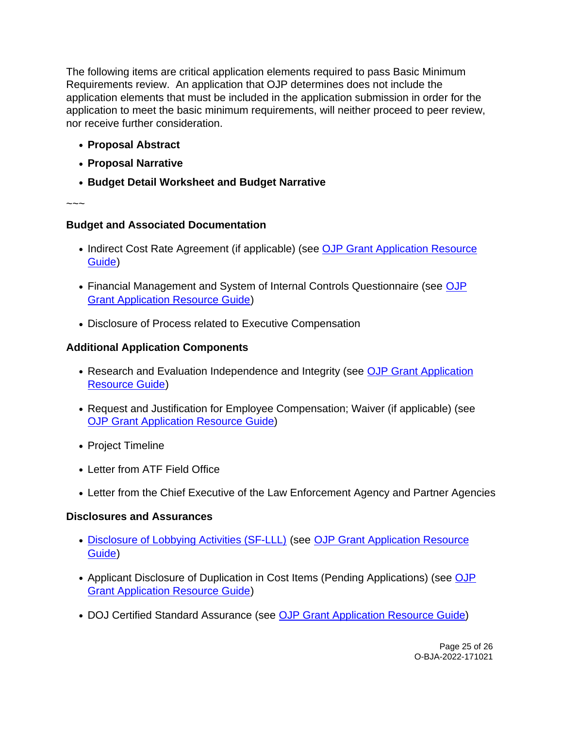The following items are critical application elements required to pass Basic Minimum Requirements review. An application that OJP determines does not include the application elements that must be included in the application submission in order for the application to meet the basic minimum requirements, will neither proceed to peer review, nor receive further consideration.

- **Proposal Abstract**
- **Proposal Narrative**
- **Budget Detail Worksheet and Budget Narrative**

~~~

**Budget and Associated Documentation**

- Indirect Cost Rate Agreement (if applicable) (see OJP Grant Application Resource Guide)
- Financial Management and System of Internal Controls Questionnaire (see OJP Grant Application Resource Guide)
- Disclosure of Process related to Executive Compensation

**Additional Application Components**

- Research and Evaluation Independence and Integrity (see OJP Grant Application Resource Guide)
- Request and Justification for Employee Compensation; Waiver (if applicable) (see OJP Grant Application Resource Guide)
- Project Timeline
- Letter from ATF Field Office
- Letter from the Chief Executive of the Law Enforcement Agency and Partner Agencies

**Disclosures and Assurances**

- Disclosure of Lobbying Activities (SF-LLL) (see OJP Grant Application Resource Guide)
- Applicant Disclosure of Duplication in Cost Items (Pending Applications) (see OJP Grant Application Resource Guide)
- DOJ Certified Standard Assurance (see OJP Grant Application Resource Guide)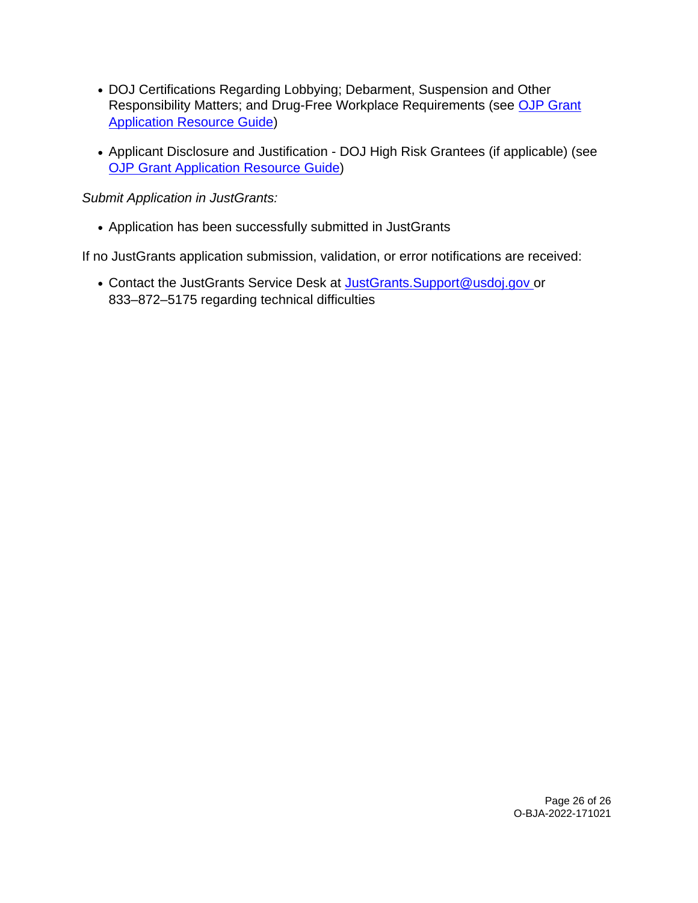- DOJ Certifications Regarding Lobbying; Debarment, Suspension and Other Responsibility Matters; and Drug-Free Workplace Requirements (see [OJP Grant Application Resource Guide](#))
- Applicant Disclosure and Justification - DOJ High Risk Grantees (if applicable) (see [OJP Grant Application Resource Guide](#))

*Submit Application in JustGrants:*

- Application has been successfully submitted in JustGrants

If no JustGrants application submission, validation, or error notifications are received:

- Contact the JustGrants Service Desk at [JustGrants.Support@usdoj.gov](mailto:JustGrants.Support@usdoj.gov) or 833–872–5175 regarding technical difficulties